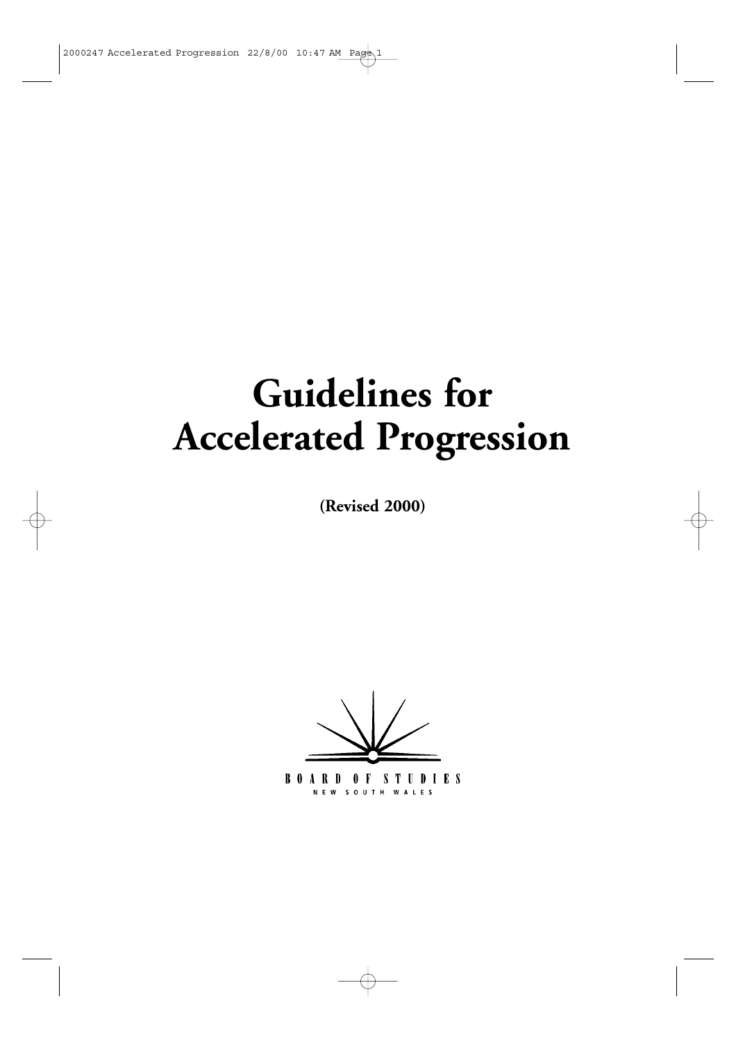# Guidelines for Accelerated Progression

**(Revised 2000)**

BOARD OF STUDIES
NEW SOUTH WALES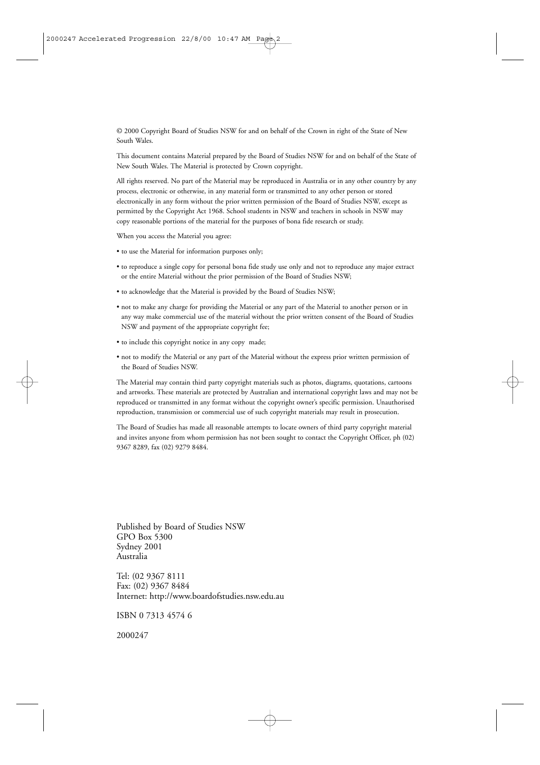© 2000 Copyright Board of Studies NSW for and on behalf of the Crown in right of the State of New South Wales.

This document contains Material prepared by the Board of Studies NSW for and on behalf of the State of New South Wales. The Material is protected by Crown copyright.

All rights reserved. No part of the Material may be reproduced in Australia or in any other country by any process, electronic or otherwise, in any material form or transmitted to any other person or stored electronically in any form without the prior written permission of the Board of Studies NSW, except as permitted by the Copyright Act 1968. School students in NSW and teachers in schools in NSW may copy reasonable portions of the material for the purposes of bona fide research or study.

When you access the Material you agree:

- to use the Material for information purposes only;
- to reproduce a single copy for personal bona fide study use only and not to reproduce any major extract or the entire Material without the prior permission of the Board of Studies NSW;
- to acknowledge that the Material is provided by the Board of Studies NSW;
- not to make any charge for providing the Material or any part of the Material to another person or in any way make commercial use of the material without the prior written consent of the Board of Studies NSW and payment of the appropriate copyright fee;
- to include this copyright notice in any copy made;
- not to modify the Material or any part of the Material without the express prior written permission of the Board of Studies NSW.

The Material may contain third party copyright materials such as photos, diagrams, quotations, cartoons and artworks. These materials are protected by Australian and international copyright laws and may not be reproduced or transmitted in any format without the copyright owner's specific permission. Unauthorised reproduction, transmission or commercial use of such copyright materials may result in prosecution.

The Board of Studies has made all reasonable attempts to locate owners of third party copyright material and invites anyone from whom permission has not been sought to contact the Copyright Officer, ph (02) 9367 8289, fax (02) 9279 8484.

Published by Board of Studies NSW
GPO Box 5300
Sydney 2001
Australia

Tel: (02 9367 8111
Fax: (02) 9367 8484
Internet: http://www.boardofstudies.nsw.edu.au

ISBN 0 7313 4574 6

2000247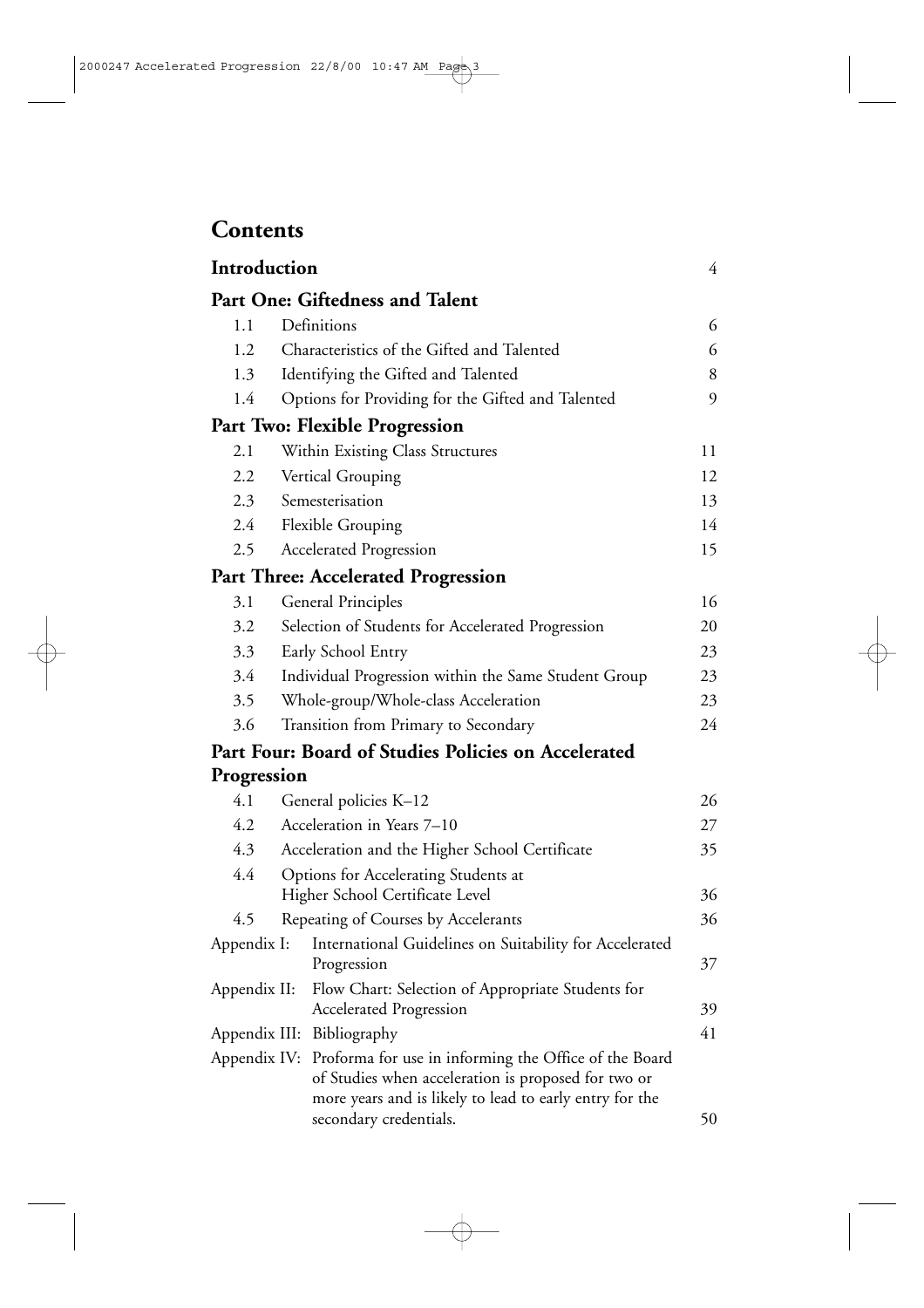# Contents

| | | |
|---|---|---|
| **Introduction** | | 4 |
| **Part One: Giftedness and Talent** | | |
| 1.1 | Definitions | 6 |
| 1.2 | Characteristics of the Gifted and Talented | 6 |
| 1.3 | Identifying the Gifted and Talented | 8 |
| 1.4 | Options for Providing for the Gifted and Talented | 9 |
| **Part Two: Flexible Progression** | | |
| 2.1 | Within Existing Class Structures | 11 |
| 2.2 | Vertical Grouping | 12 |
| 2.3 | Semesterisation | 13 |
| 2.4 | Flexible Grouping | 14 |
| 2.5 | Accelerated Progression | 15 |
| **Part Three: Accelerated Progression** | | |
| 3.1 | General Principles | 16 |
| 3.2 | Selection of Students for Accelerated Progression | 20 |
| 3.3 | Early School Entry | 23 |
| 3.4 | Individual Progression within the Same Student Group | 23 |
| 3.5 | Whole-group/Whole-class Acceleration | 23 |
| 3.6 | Transition from Primary to Secondary | 24 |
| **Part Four: Board of Studies Policies on Accelerated Progression** | | |
| 4.1 | General policies K–12 | 26 |
| 4.2 | Acceleration in Years 7–10 | 27 |
| 4.3 | Acceleration and the Higher School Certificate | 35 |
| 4.4 | Options for Accelerating Students at Higher School Certificate Level | 36 |
| 4.5 | Repeating of Courses by Accelerants | 36 |
| Appendix I: | International Guidelines on Suitability for Accelerated Progression | 37 |
| Appendix II: | Flow Chart: Selection of Appropriate Students for Accelerated Progression | 39 |
| Appendix III: | Bibliography | 41 |
| Appendix IV: | Proforma for use in informing the Office of the Board of Studies when acceleration is proposed for two or more years and is likely to lead to early entry for the secondary credentials. | 50 |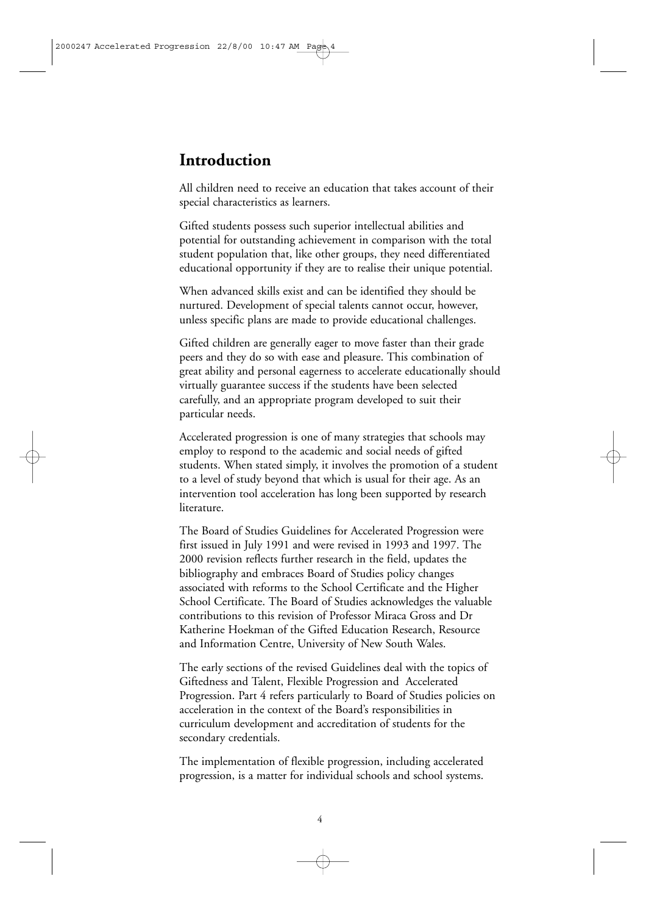# Introduction

All children need to receive an education that takes account of their special characteristics as learners.

Gifted students possess such superior intellectual abilities and potential for outstanding achievement in comparison with the total student population that, like other groups, they need differentiated educational opportunity if they are to realise their unique potential.

When advanced skills exist and can be identified they should be nurtured. Development of special talents cannot occur, however, unless specific plans are made to provide educational challenges.

Gifted children are generally eager to move faster than their grade peers and they do so with ease and pleasure. This combination of great ability and personal eagerness to accelerate educationally should virtually guarantee success if the students have been selected carefully, and an appropriate program developed to suit their particular needs.

Accelerated progression is one of many strategies that schools may employ to respond to the academic and social needs of gifted students. When stated simply, it involves the promotion of a student to a level of study beyond that which is usual for their age. As an intervention tool acceleration has long been supported by research literature.

The Board of Studies Guidelines for Accelerated Progression were first issued in July 1991 and were revised in 1993 and 1997. The 2000 revision reflects further research in the field, updates the bibliography and embraces Board of Studies policy changes associated with reforms to the School Certificate and the Higher School Certificate. The Board of Studies acknowledges the valuable contributions to this revision of Professor Miraca Gross and Dr Katherine Hoekman of the Gifted Education Research, Resource and Information Centre, University of New South Wales.

The early sections of the revised Guidelines deal with the topics of Giftedness and Talent, Flexible Progression and Accelerated Progression. Part 4 refers particularly to Board of Studies policies on acceleration in the context of the Board's responsibilities in curriculum development and accreditation of students for the secondary credentials.

The implementation of flexible progression, including accelerated progression, is a matter for individual schools and school systems.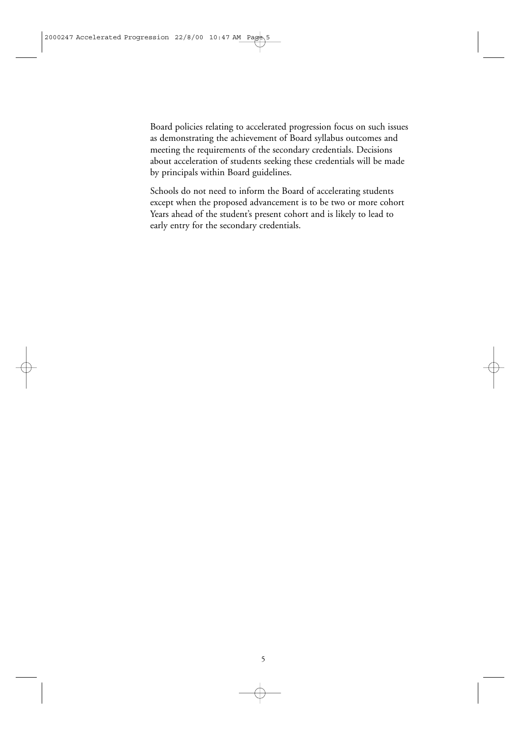Board policies relating to accelerated progression focus on such issues as demonstrating the achievement of Board syllabus outcomes and meeting the requirements of the secondary credentials. Decisions about acceleration of students seeking these credentials will be made by principals within Board guidelines.

Schools do not need to inform the Board of accelerating students except when the proposed advancement is to be two or more cohort Years ahead of the student's present cohort and is likely to lead to early entry for the secondary credentials.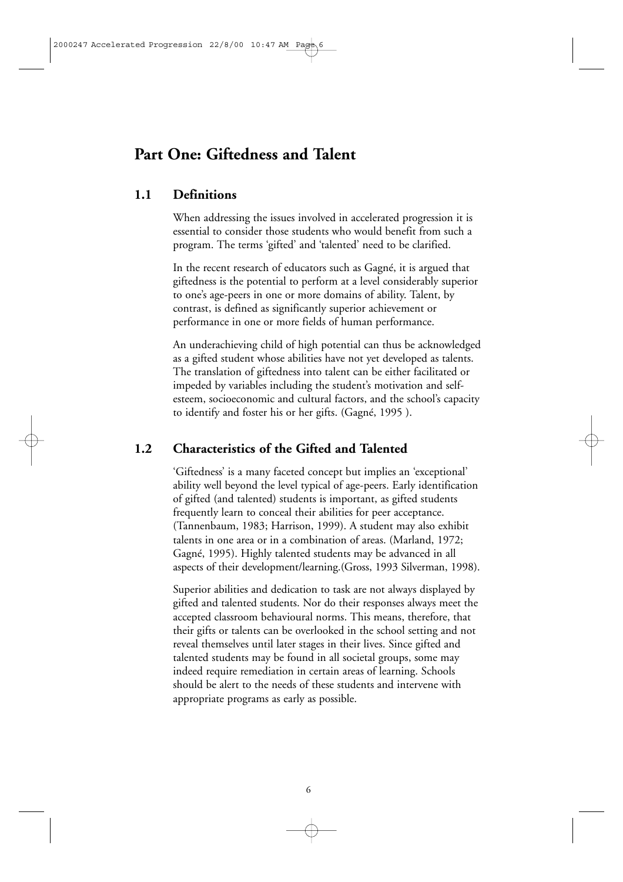# Part One: Giftedness and Talent

## 1.1 Definitions

When addressing the issues involved in accelerated progression it is essential to consider those students who would benefit from such a program. The terms 'gifted' and 'talented' need to be clarified.

In the recent research of educators such as Gagné, it is argued that giftedness is the potential to perform at a level considerably superior to one's age-peers in one or more domains of ability. Talent, by contrast, is defined as significantly superior achievement or performance in one or more fields of human performance.

An underachieving child of high potential can thus be acknowledged as a gifted student whose abilities have not yet developed as talents. The translation of giftedness into talent can be either facilitated or impeded by variables including the student's motivation and self-esteem, socioeconomic and cultural factors, and the school's capacity to identify and foster his or her gifts. (Gagné, 1995 ).

## 1.2 Characteristics of the Gifted and Talented

'Giftedness' is a many faceted concept but implies an 'exceptional' ability well beyond the level typical of age-peers. Early identification of gifted (and talented) students is important, as gifted students frequently learn to conceal their abilities for peer acceptance. (Tannenbaum, 1983; Harrison, 1999). A student may also exhibit talents in one area or in a combination of areas. (Marland, 1972; Gagné, 1995). Highly talented students may be advanced in all aspects of their development/learning.(Gross, 1993 Silverman, 1998).

Superior abilities and dedication to task are not always displayed by gifted and talented students. Nor do their responses always meet the accepted classroom behavioural norms. This means, therefore, that their gifts or talents can be overlooked in the school setting and not reveal themselves until later stages in their lives. Since gifted and talented students may be found in all societal groups, some may indeed require remediation in certain areas of learning. Schools should be alert to the needs of these students and intervene with appropriate programs as early as possible.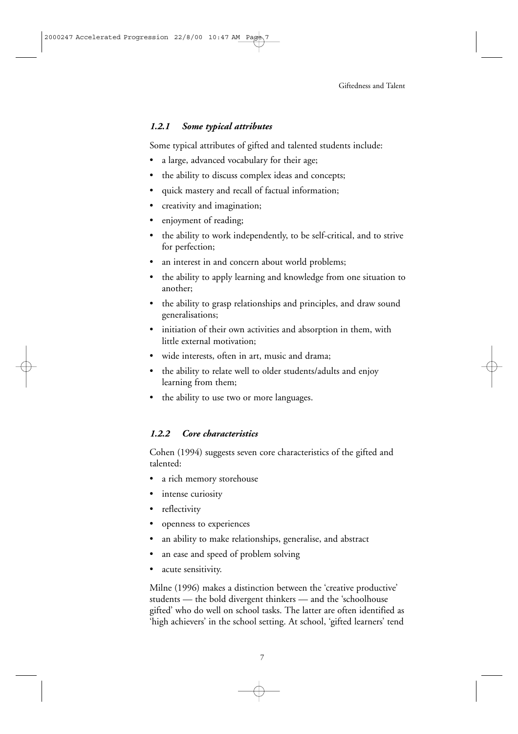### *1.2.1 Some typical attributes*

Some typical attributes of gifted and talented students include:

- a large, advanced vocabulary for their age;
- the ability to discuss complex ideas and concepts;
- quick mastery and recall of factual information;
- creativity and imagination;
- enjoyment of reading;
- the ability to work independently, to be self-critical, and to strive for perfection;
- an interest in and concern about world problems;
- the ability to apply learning and knowledge from one situation to another;
- the ability to grasp relationships and principles, and draw sound generalisations;
- initiation of their own activities and absorption in them, with little external motivation;
- wide interests, often in art, music and drama;
- the ability to relate well to older students/adults and enjoy learning from them;
- the ability to use two or more languages.

### *1.2.2 Core characteristics*

Cohen (1994) suggests seven core characteristics of the gifted and talented:

- a rich memory storehouse
- intense curiosity
- reflectivity
- openness to experiences
- an ability to make relationships, generalise, and abstract
- an ease and speed of problem solving
- acute sensitivity.

Milne (1996) makes a distinction between the 'creative productive' students — the bold divergent thinkers — and the 'schoolhouse gifted' who do well on school tasks. The latter are often identified as 'high achievers' in the school setting. At school, 'gifted learners' tend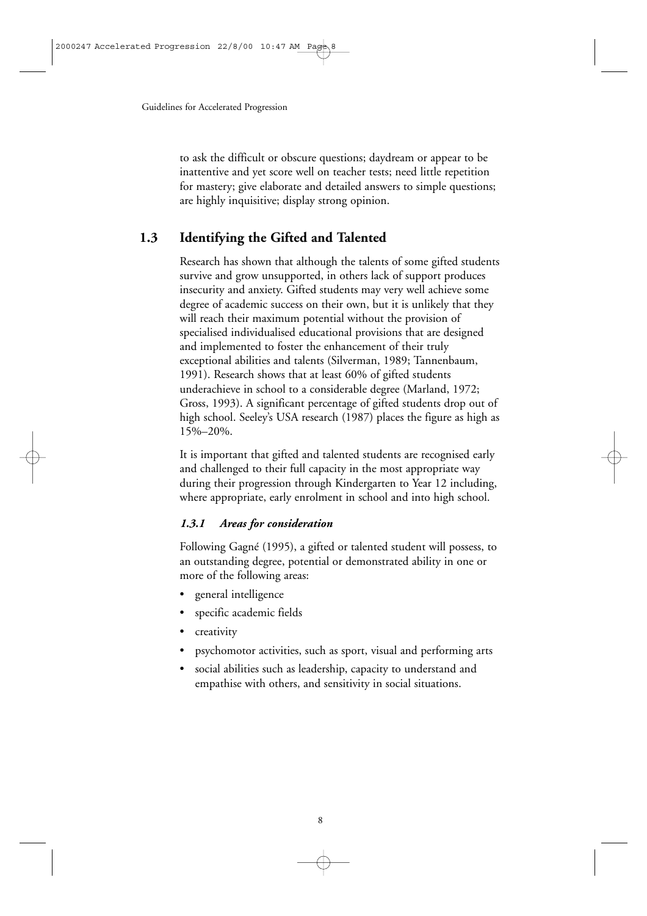to ask the difficult or obscure questions; daydream or appear to be inattentive and yet score well on teacher tests; need little repetition for mastery; give elaborate and detailed answers to simple questions; are highly inquisitive; display strong opinion.

## 1.3 Identifying the Gifted and Talented

Research has shown that although the talents of some gifted students survive and grow unsupported, in others lack of support produces insecurity and anxiety. Gifted students may very well achieve some degree of academic success on their own, but it is unlikely that they will reach their maximum potential without the provision of specialised individualised educational provisions that are designed and implemented to foster the enhancement of their truly exceptional abilities and talents (Silverman, 1989; Tannenbaum, 1991). Research shows that at least 60% of gifted students underachieve in school to a considerable degree (Marland, 1972; Gross, 1993). A significant percentage of gifted students drop out of high school. Seeley's USA research (1987) places the figure as high as 15%–20%.

It is important that gifted and talented students are recognised early and challenged to their full capacity in the most appropriate way during their progression through Kindergarten to Year 12 including, where appropriate, early enrolment in school and into high school.

### *1.3.1 Areas for consideration*

Following Gagné (1995), a gifted or talented student will possess, to an outstanding degree, potential or demonstrated ability in one or more of the following areas:

- general intelligence
- specific academic fields
- creativity
- psychomotor activities, such as sport, visual and performing arts
- social abilities such as leadership, capacity to understand and empathise with others, and sensitivity in social situations.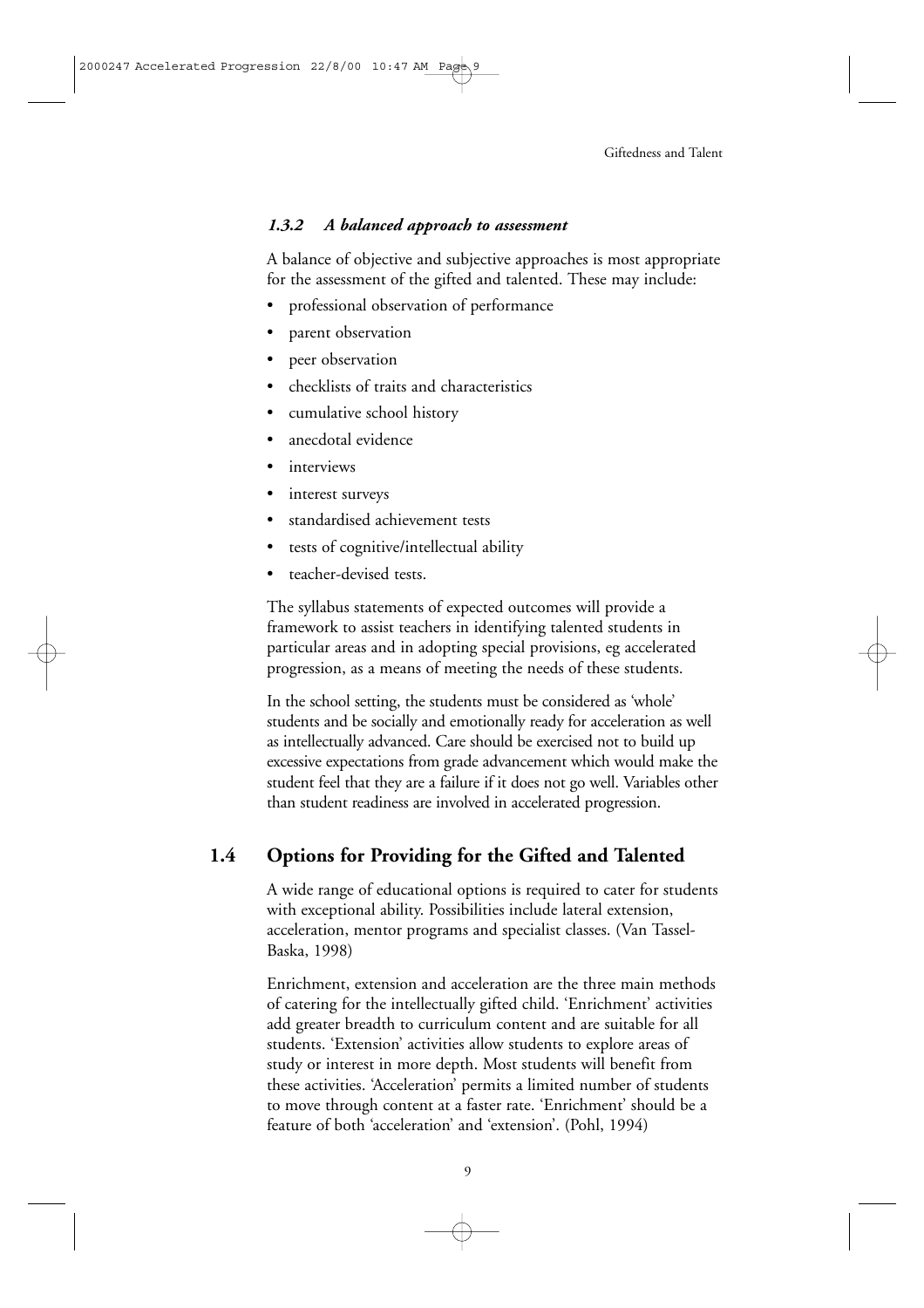### *1.3.2 A balanced approach to assessment*

A balance of objective and subjective approaches is most appropriate for the assessment of the gifted and talented. These may include:

- professional observation of performance
- parent observation
- peer observation
- checklists of traits and characteristics
- cumulative school history
- anecdotal evidence
- interviews
- interest surveys
- standardised achievement tests
- tests of cognitive/intellectual ability
- teacher-devised tests.

The syllabus statements of expected outcomes will provide a framework to assist teachers in identifying talented students in particular areas and in adopting special provisions, eg accelerated progression, as a means of meeting the needs of these students.

In the school setting, the students must be considered as 'whole' students and be socially and emotionally ready for acceleration as well as intellectually advanced. Care should be exercised not to build up excessive expectations from grade advancement which would make the student feel that they are a failure if it does not go well. Variables other than student readiness are involved in accelerated progression.

## 1.4 Options for Providing for the Gifted and Talented

A wide range of educational options is required to cater for students with exceptional ability. Possibilities include lateral extension, acceleration, mentor programs and specialist classes. (Van Tassel-Baska, 1998)

Enrichment, extension and acceleration are the three main methods of catering for the intellectually gifted child. 'Enrichment' activities add greater breadth to curriculum content and are suitable for all students. 'Extension' activities allow students to explore areas of study or interest in more depth. Most students will benefit from these activities. 'Acceleration' permits a limited number of students to move through content at a faster rate. 'Enrichment' should be a feature of both 'acceleration' and 'extension'. (Pohl, 1994)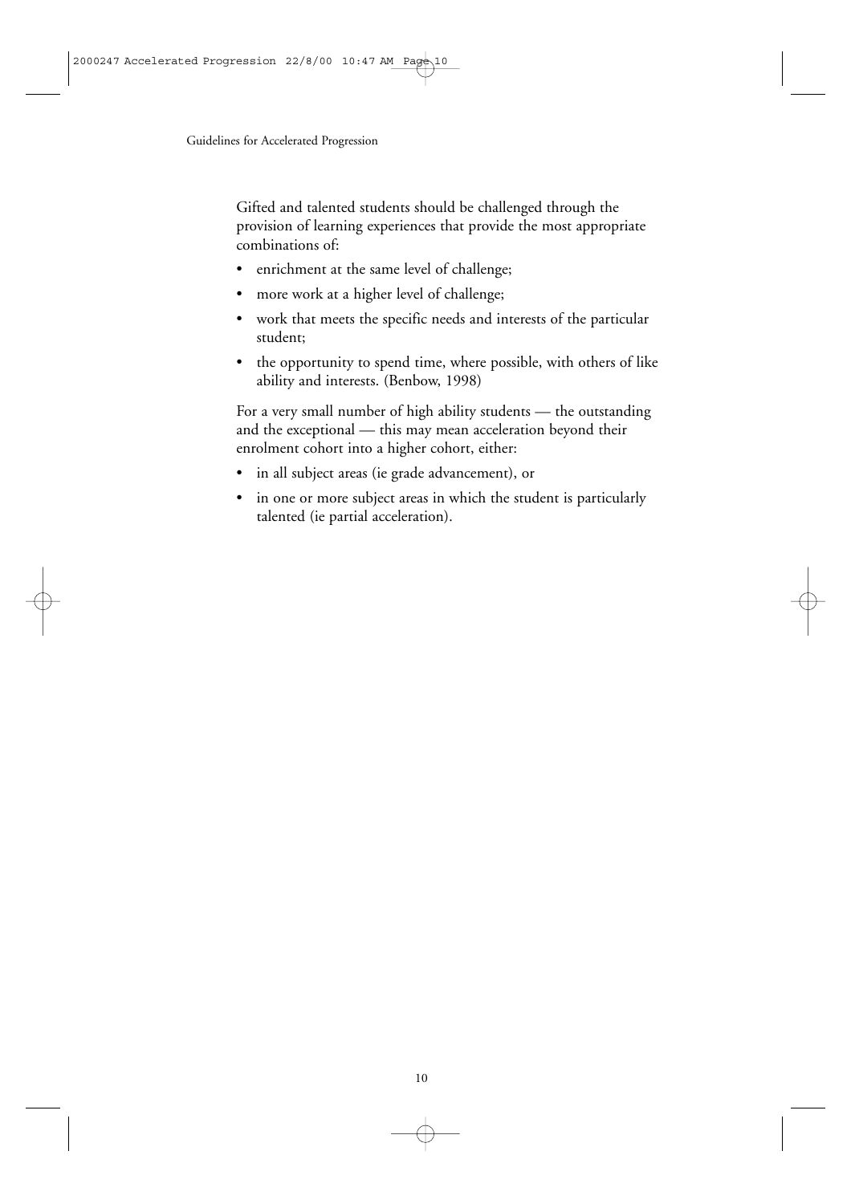Gifted and talented students should be challenged through the provision of learning experiences that provide the most appropriate combinations of:

- enrichment at the same level of challenge;
- more work at a higher level of challenge;
- work that meets the specific needs and interests of the particular student;
- the opportunity to spend time, where possible, with others of like ability and interests. (Benbow, 1998)

For a very small number of high ability students — the outstanding and the exceptional — this may mean acceleration beyond their enrolment cohort into a higher cohort, either:

- in all subject areas (ie grade advancement), or
- in one or more subject areas in which the student is particularly talented (ie partial acceleration).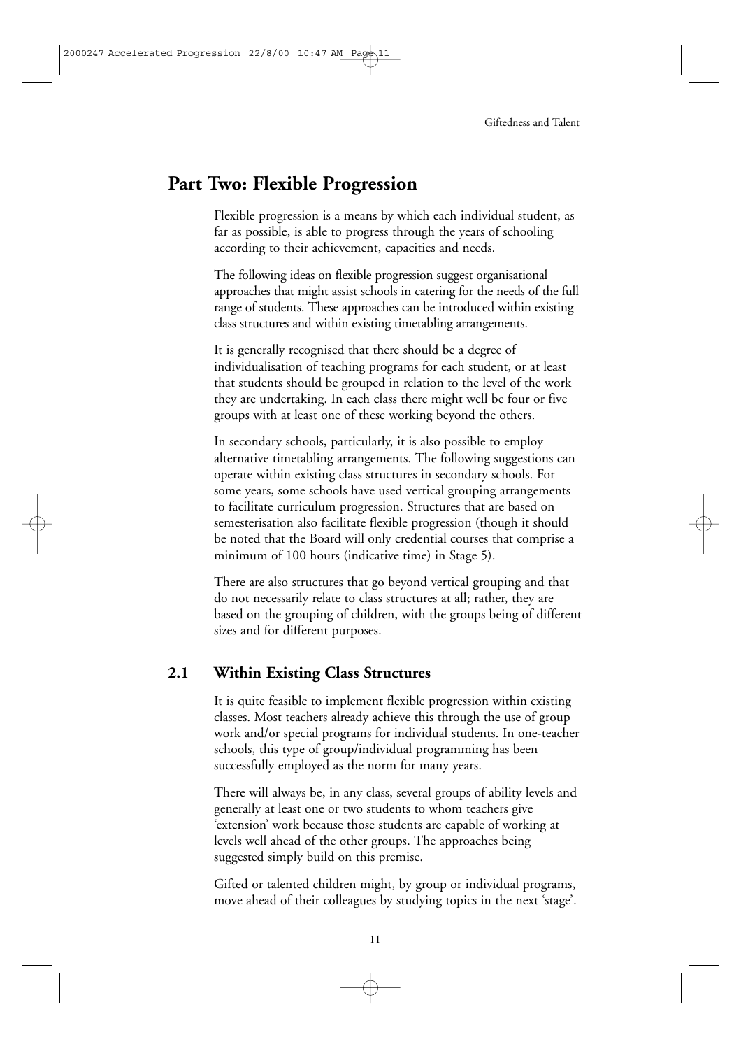## Part Two: Flexible Progression

Flexible progression is a means by which each individual student, as far as possible, is able to progress through the years of schooling according to their achievement, capacities and needs.

The following ideas on flexible progression suggest organisational approaches that might assist schools in catering for the needs of the full range of students. These approaches can be introduced within existing class structures and within existing timetabling arrangements.

It is generally recognised that there should be a degree of individualisation of teaching programs for each student, or at least that students should be grouped in relation to the level of the work they are undertaking. In each class there might well be four or five groups with at least one of these working beyond the others.

In secondary schools, particularly, it is also possible to employ alternative timetabling arrangements. The following suggestions can operate within existing class structures in secondary schools. For some years, some schools have used vertical grouping arrangements to facilitate curriculum progression. Structures that are based on semesterisation also facilitate flexible progression (though it should be noted that the Board will only credential courses that comprise a minimum of 100 hours (indicative time) in Stage 5).

There are also structures that go beyond vertical grouping and that do not necessarily relate to class structures at all; rather, they are based on the grouping of children, with the groups being of different sizes and for different purposes.

### 2.1 Within Existing Class Structures

It is quite feasible to implement flexible progression within existing classes. Most teachers already achieve this through the use of group work and/or special programs for individual students. In one-teacher schools, this type of group/individual programming has been successfully employed as the norm for many years.

There will always be, in any class, several groups of ability levels and generally at least one or two students to whom teachers give 'extension' work because those students are capable of working at levels well ahead of the other groups. The approaches being suggested simply build on this premise.

Gifted or talented children might, by group or individual programs, move ahead of their colleagues by studying topics in the next 'stage'.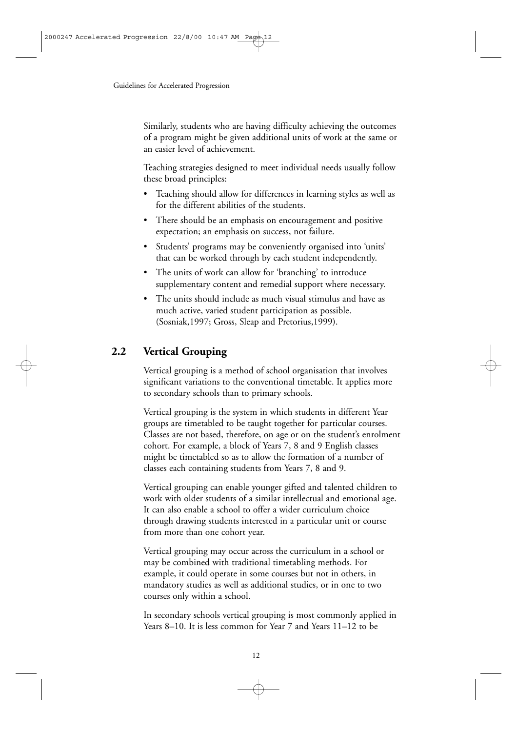Similarly, students who are having difficulty achieving the outcomes of a program might be given additional units of work at the same or an easier level of achievement.

Teaching strategies designed to meet individual needs usually follow these broad principles:

- Teaching should allow for differences in learning styles as well as for the different abilities of the students.
- There should be an emphasis on encouragement and positive expectation; an emphasis on success, not failure.
- Students' programs may be conveniently organised into 'units' that can be worked through by each student independently.
- The units of work can allow for 'branching' to introduce supplementary content and remedial support where necessary.
- The units should include as much visual stimulus and have as much active, varied student participation as possible. (Sosniak,1997; Gross, Sleap and Pretorius,1999).

## 2.2 Vertical Grouping

Vertical grouping is a method of school organisation that involves significant variations to the conventional timetable. It applies more to secondary schools than to primary schools.

Vertical grouping is the system in which students in different Year groups are timetabled to be taught together for particular courses. Classes are not based, therefore, on age or on the student's enrolment cohort. For example, a block of Years 7, 8 and 9 English classes might be timetabled so as to allow the formation of a number of classes each containing students from Years 7, 8 and 9.

Vertical grouping can enable younger gifted and talented children to work with older students of a similar intellectual and emotional age. It can also enable a school to offer a wider curriculum choice through drawing students interested in a particular unit or course from more than one cohort year.

Vertical grouping may occur across the curriculum in a school or may be combined with traditional timetabling methods. For example, it could operate in some courses but not in others, in mandatory studies as well as additional studies, or in one to two courses only within a school.

In secondary schools vertical grouping is most commonly applied in Years 8–10. It is less common for Year 7 and Years 11–12 to be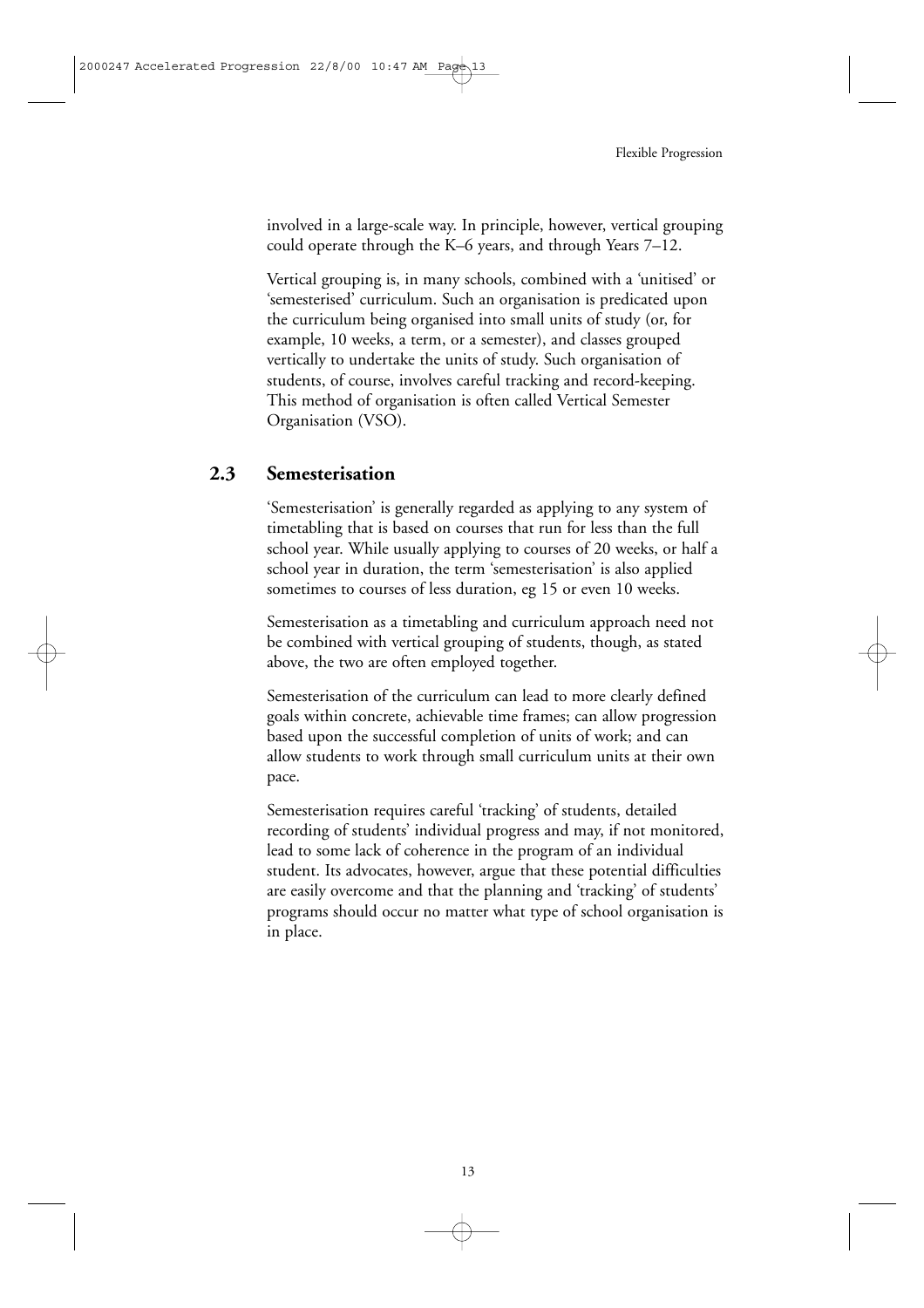involved in a large-scale way. In principle, however, vertical grouping could operate through the K–6 years, and through Years 7–12.

Vertical grouping is, in many schools, combined with a 'unitised' or 'semesterised' curriculum. Such an organisation is predicated upon the curriculum being organised into small units of study (or, for example, 10 weeks, a term, or a semester), and classes grouped vertically to undertake the units of study. Such organisation of students, of course, involves careful tracking and record-keeping. This method of organisation is often called Vertical Semester Organisation (VSO).

## 2.3 Semesterisation

'Semesterisation' is generally regarded as applying to any system of timetabling that is based on courses that run for less than the full school year. While usually applying to courses of 20 weeks, or half a school year in duration, the term 'semesterisation' is also applied sometimes to courses of less duration, eg 15 or even 10 weeks.

Semesterisation as a timetabling and curriculum approach need not be combined with vertical grouping of students, though, as stated above, the two are often employed together.

Semesterisation of the curriculum can lead to more clearly defined goals within concrete, achievable time frames; can allow progression based upon the successful completion of units of work; and can allow students to work through small curriculum units at their own pace.

Semesterisation requires careful 'tracking' of students, detailed recording of students' individual progress and may, if not monitored, lead to some lack of coherence in the program of an individual student. Its advocates, however, argue that these potential difficulties are easily overcome and that the planning and 'tracking' of students' programs should occur no matter what type of school organisation is in place.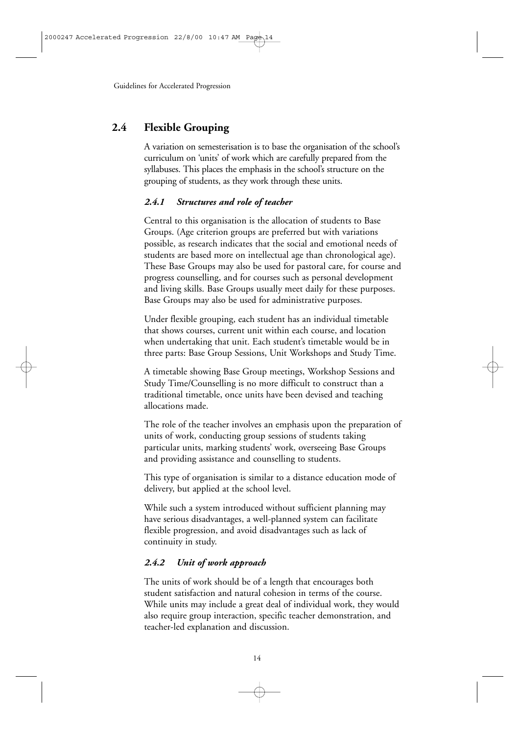## 2.4 Flexible Grouping

A variation on semesterisation is to base the organisation of the school's curriculum on 'units' of work which are carefully prepared from the syllabuses. This places the emphasis in the school's structure on the grouping of students, as they work through these units.

### *2.4.1 Structures and role of teacher*

Central to this organisation is the allocation of students to Base Groups. (Age criterion groups are preferred but with variations possible, as research indicates that the social and emotional needs of students are based more on intellectual age than chronological age). These Base Groups may also be used for pastoral care, for course and progress counselling, and for courses such as personal development and living skills. Base Groups usually meet daily for these purposes. Base Groups may also be used for administrative purposes.

Under flexible grouping, each student has an individual timetable that shows courses, current unit within each course, and location when undertaking that unit. Each student's timetable would be in three parts: Base Group Sessions, Unit Workshops and Study Time.

A timetable showing Base Group meetings, Workshop Sessions and Study Time/Counselling is no more difficult to construct than a traditional timetable, once units have been devised and teaching allocations made.

The role of the teacher involves an emphasis upon the preparation of units of work, conducting group sessions of students taking particular units, marking students' work, overseeing Base Groups and providing assistance and counselling to students.

This type of organisation is similar to a distance education mode of delivery, but applied at the school level.

While such a system introduced without sufficient planning may have serious disadvantages, a well-planned system can facilitate flexible progression, and avoid disadvantages such as lack of continuity in study.

### *2.4.2 Unit of work approach*

The units of work should be of a length that encourages both student satisfaction and natural cohesion in terms of the course. While units may include a great deal of individual work, they would also require group interaction, specific teacher demonstration, and teacher-led explanation and discussion.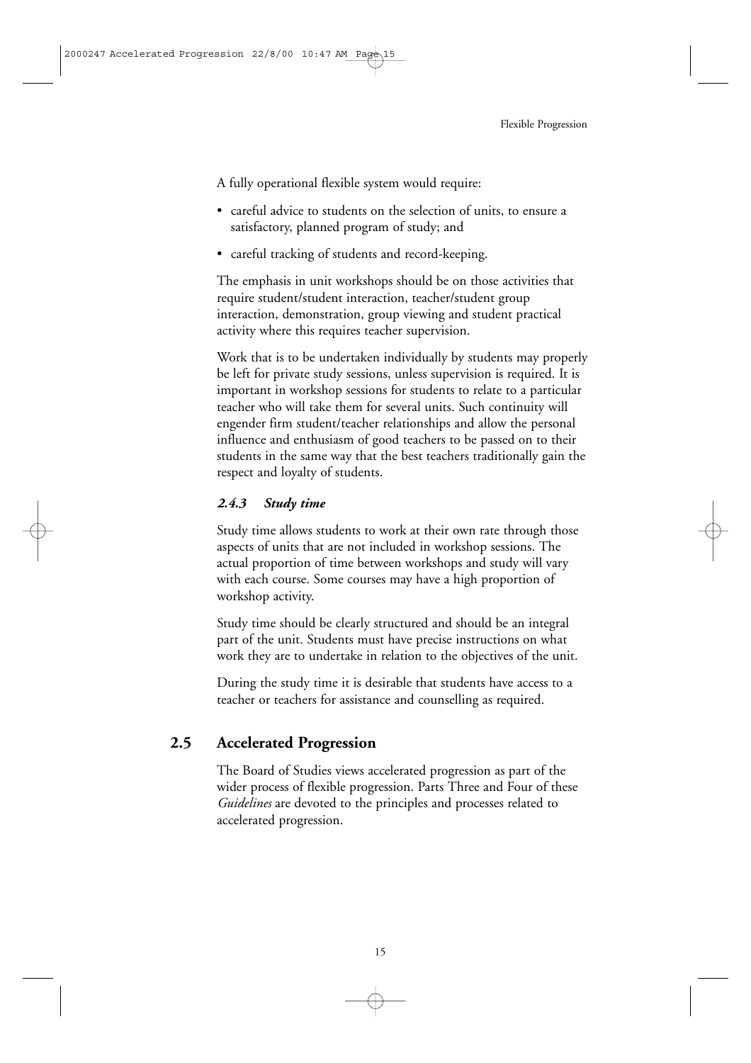A fully operational flexible system would require:

- careful advice to students on the selection of units, to ensure a satisfactory, planned program of study; and
- careful tracking of students and record-keeping.

The emphasis in unit workshops should be on those activities that require student/student interaction, teacher/student group interaction, demonstration, group viewing and student practical activity where this requires teacher supervision.

Work that is to be undertaken individually by students may properly be left for private study sessions, unless supervision is required. It is important in workshop sessions for students to relate to a particular teacher who will take them for several units. Such continuity will engender firm student/teacher relationships and allow the personal influence and enthusiasm of good teachers to be passed on to their students in the same way that the best teachers traditionally gain the respect and loyalty of students.

#### *2.4.3 Study time*

Study time allows students to work at their own rate through those aspects of units that are not included in workshop sessions. The actual proportion of time between workshops and study will vary with each course. Some courses may have a high proportion of workshop activity.

Study time should be clearly structured and should be an integral part of the unit. Students must have precise instructions on what work they are to undertake in relation to the objectives of the unit.

During the study time it is desirable that students have access to a teacher or teachers for assistance and counselling as required.

## 2.5 Accelerated Progression

The Board of Studies views accelerated progression as part of the wider process of flexible progression. Parts Three and Four of these *Guidelines* are devoted to the principles and processes related to accelerated progression.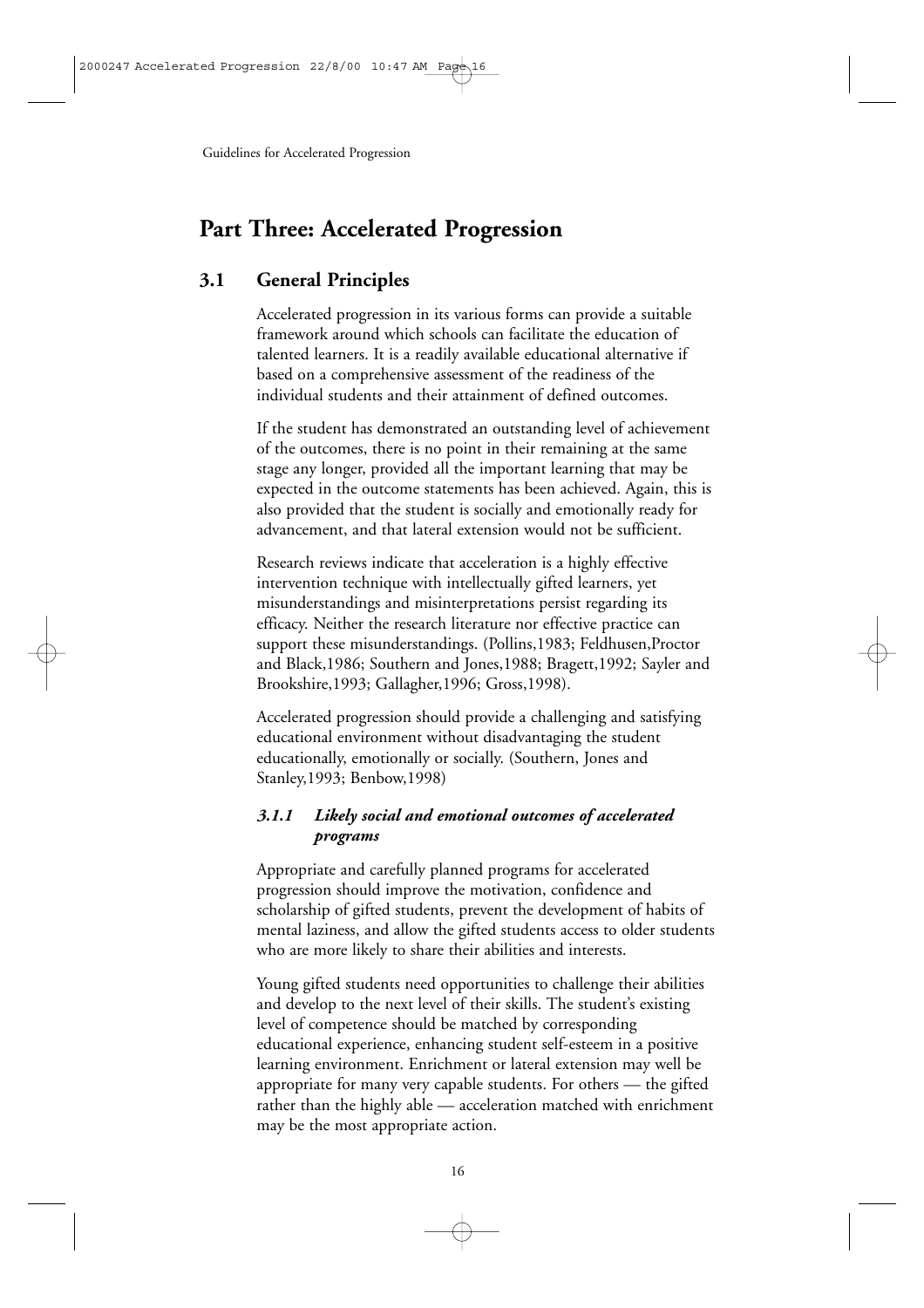# Part Three: Accelerated Progression

## 3.1 General Principles

Accelerated progression in its various forms can provide a suitable framework around which schools can facilitate the education of talented learners. It is a readily available educational alternative if based on a comprehensive assessment of the readiness of the individual students and their attainment of defined outcomes.

If the student has demonstrated an outstanding level of achievement of the outcomes, there is no point in their remaining at the same stage any longer, provided all the important learning that may be expected in the outcome statements has been achieved. Again, this is also provided that the student is socially and emotionally ready for advancement, and that lateral extension would not be sufficient.

Research reviews indicate that acceleration is a highly effective intervention technique with intellectually gifted learners, yet misunderstandings and misinterpretations persist regarding its efficacy. Neither the research literature nor effective practice can support these misunderstandings. (Pollins,1983; Feldhusen,Proctor and Black,1986; Southern and Jones,1988; Bragett,1992; Sayler and Brookshire,1993; Gallagher,1996; Gross,1998).

Accelerated progression should provide a challenging and satisfying educational environment without disadvantaging the student educationally, emotionally or socially. (Southern, Jones and Stanley,1993; Benbow,1998)

### *3.1.1 Likely social and emotional outcomes of accelerated programs*

Appropriate and carefully planned programs for accelerated progression should improve the motivation, confidence and scholarship of gifted students, prevent the development of habits of mental laziness, and allow the gifted students access to older students who are more likely to share their abilities and interests.

Young gifted students need opportunities to challenge their abilities and develop to the next level of their skills. The student's existing level of competence should be matched by corresponding educational experience, enhancing student self-esteem in a positive learning environment. Enrichment or lateral extension may well be appropriate for many very capable students. For others — the gifted rather than the highly able — acceleration matched with enrichment may be the most appropriate action.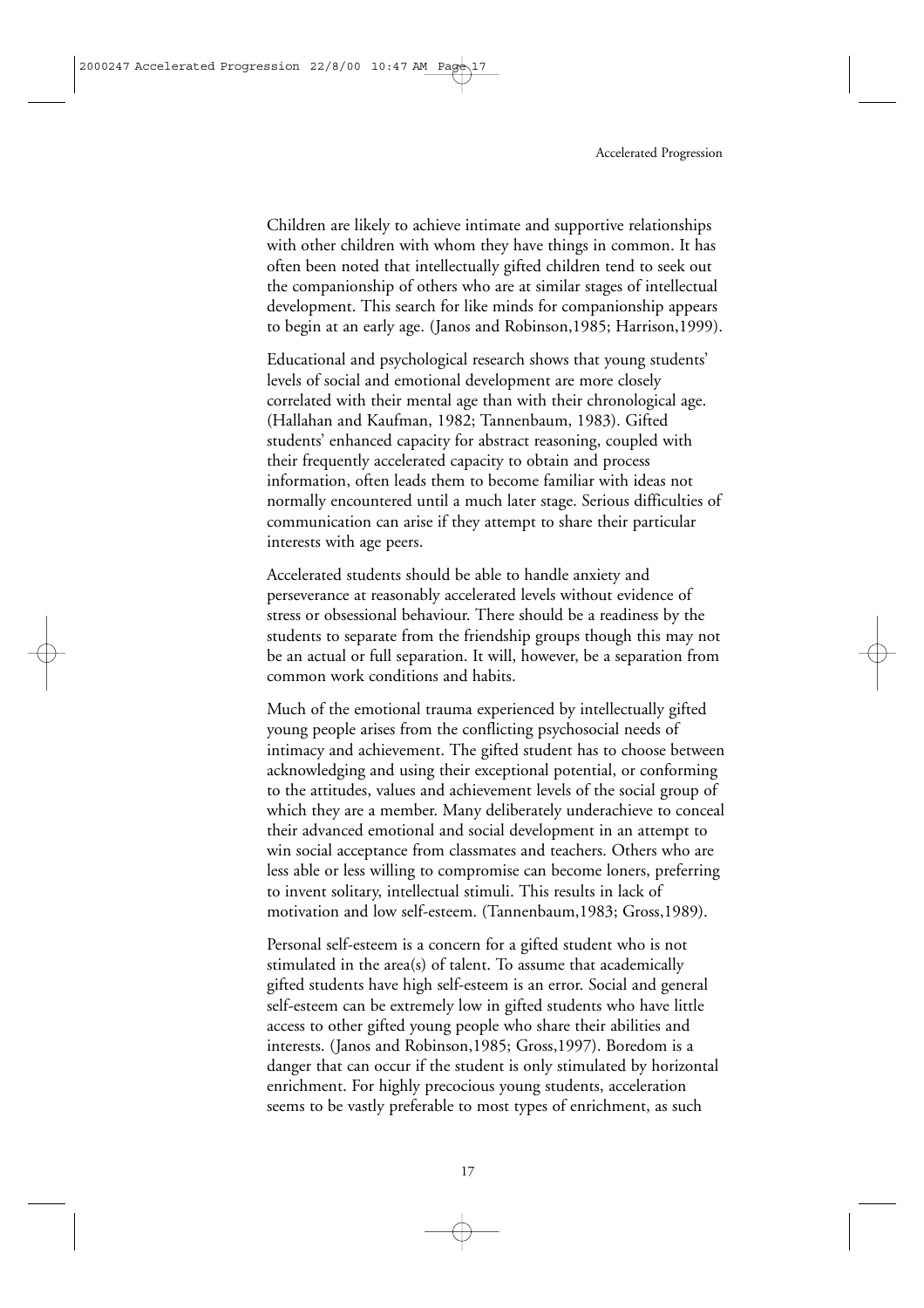Children are likely to achieve intimate and supportive relationships with other children with whom they have things in common. It has often been noted that intellectually gifted children tend to seek out the companionship of others who are at similar stages of intellectual development. This search for like minds for companionship appears to begin at an early age. (Janos and Robinson,1985; Harrison,1999).

Educational and psychological research shows that young students' levels of social and emotional development are more closely correlated with their mental age than with their chronological age. (Hallahan and Kaufman, 1982; Tannenbaum, 1983). Gifted students' enhanced capacity for abstract reasoning, coupled with their frequently accelerated capacity to obtain and process information, often leads them to become familiar with ideas not normally encountered until a much later stage. Serious difficulties of communication can arise if they attempt to share their particular interests with age peers.

Accelerated students should be able to handle anxiety and perseverance at reasonably accelerated levels without evidence of stress or obsessional behaviour. There should be a readiness by the students to separate from the friendship groups though this may not be an actual or full separation. It will, however, be a separation from common work conditions and habits.

Much of the emotional trauma experienced by intellectually gifted young people arises from the conflicting psychosocial needs of intimacy and achievement. The gifted student has to choose between acknowledging and using their exceptional potential, or conforming to the attitudes, values and achievement levels of the social group of which they are a member. Many deliberately underachieve to conceal their advanced emotional and social development in an attempt to win social acceptance from classmates and teachers. Others who are less able or less willing to compromise can become loners, preferring to invent solitary, intellectual stimuli. This results in lack of motivation and low self-esteem. (Tannenbaum,1983; Gross,1989).

Personal self-esteem is a concern for a gifted student who is not stimulated in the area(s) of talent. To assume that academically gifted students have high self-esteem is an error. Social and general self-esteem can be extremely low in gifted students who have little access to other gifted young people who share their abilities and interests. (Janos and Robinson,1985; Gross,1997). Boredom is a danger that can occur if the student is only stimulated by horizontal enrichment. For highly precocious young students, acceleration seems to be vastly preferable to most types of enrichment, as such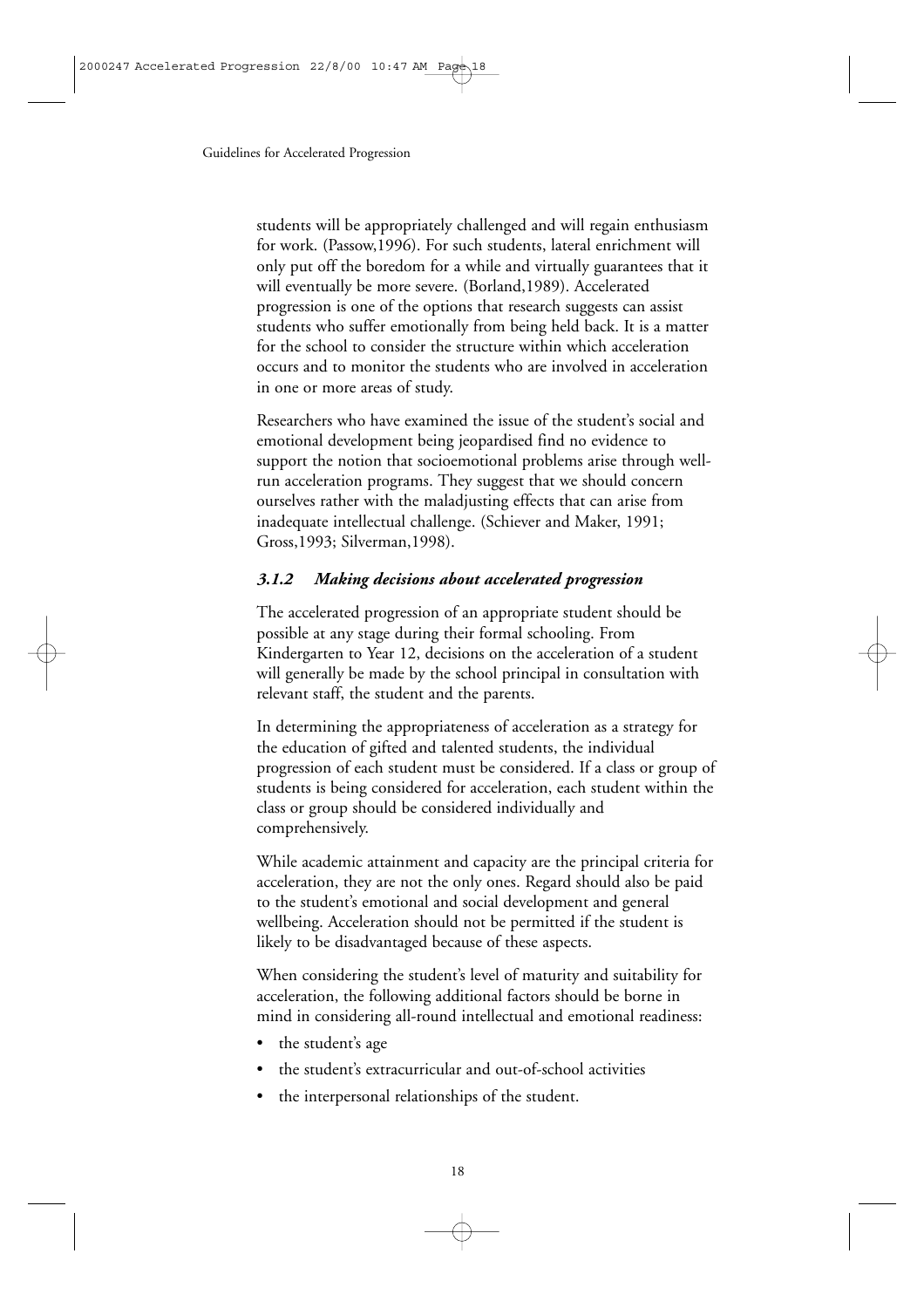students will be appropriately challenged and will regain enthusiasm for work. (Passow,1996). For such students, lateral enrichment will only put off the boredom for a while and virtually guarantees that it will eventually be more severe. (Borland,1989). Accelerated progression is one of the options that research suggests can assist students who suffer emotionally from being held back. It is a matter for the school to consider the structure within which acceleration occurs and to monitor the students who are involved in acceleration in one or more areas of study.

Researchers who have examined the issue of the student's social and emotional development being jeopardised find no evidence to support the notion that socioemotional problems arise through well-run acceleration programs. They suggest that we should concern ourselves rather with the maladjusting effects that can arise from inadequate intellectual challenge. (Schiever and Maker, 1991; Gross,1993; Silverman,1998).

### *3.1.2 Making decisions about accelerated progression*

The accelerated progression of an appropriate student should be possible at any stage during their formal schooling. From Kindergarten to Year 12, decisions on the acceleration of a student will generally be made by the school principal in consultation with relevant staff, the student and the parents.

In determining the appropriateness of acceleration as a strategy for the education of gifted and talented students, the individual progression of each student must be considered. If a class or group of students is being considered for acceleration, each student within the class or group should be considered individually and comprehensively.

While academic attainment and capacity are the principal criteria for acceleration, they are not the only ones. Regard should also be paid to the student's emotional and social development and general wellbeing. Acceleration should not be permitted if the student is likely to be disadvantaged because of these aspects.

When considering the student's level of maturity and suitability for acceleration, the following additional factors should be borne in mind in considering all-round intellectual and emotional readiness:

- the student's age
- the student's extracurricular and out-of-school activities
- the interpersonal relationships of the student.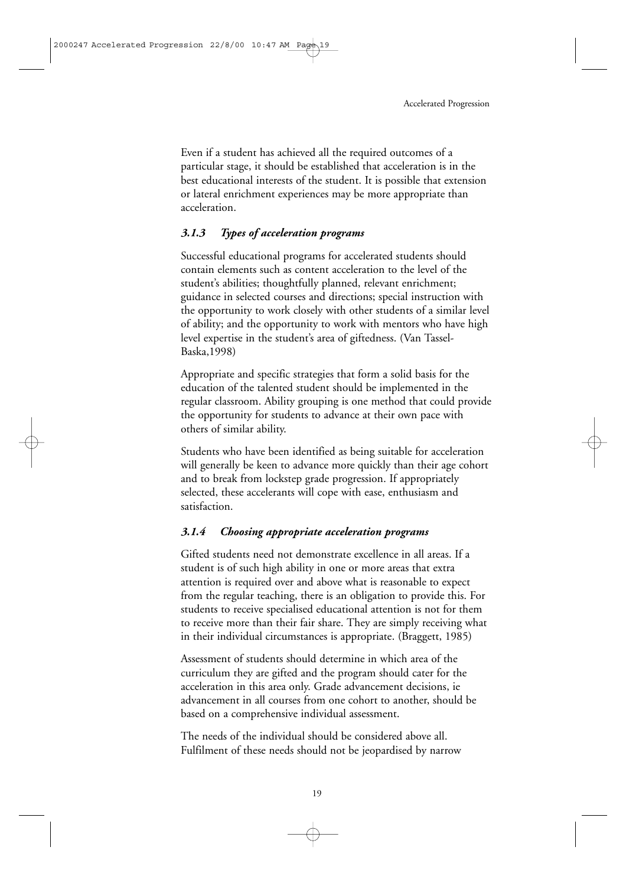Even if a student has achieved all the required outcomes of a particular stage, it should be established that acceleration is in the best educational interests of the student. It is possible that extension or lateral enrichment experiences may be more appropriate than acceleration.

### *3.1.3 Types of acceleration programs*

Successful educational programs for accelerated students should contain elements such as content acceleration to the level of the student's abilities; thoughtfully planned, relevant enrichment; guidance in selected courses and directions; special instruction with the opportunity to work closely with other students of a similar level of ability; and the opportunity to work with mentors who have high level expertise in the student's area of giftedness. (Van Tassel-Baska,1998)

Appropriate and specific strategies that form a solid basis for the education of the talented student should be implemented in the regular classroom. Ability grouping is one method that could provide the opportunity for students to advance at their own pace with others of similar ability.

Students who have been identified as being suitable for acceleration will generally be keen to advance more quickly than their age cohort and to break from lockstep grade progression. If appropriately selected, these accelerants will cope with ease, enthusiasm and satisfaction.

### *3.1.4 Choosing appropriate acceleration programs*

Gifted students need not demonstrate excellence in all areas. If a student is of such high ability in one or more areas that extra attention is required over and above what is reasonable to expect from the regular teaching, there is an obligation to provide this. For students to receive specialised educational attention is not for them to receive more than their fair share. They are simply receiving what in their individual circumstances is appropriate. (Braggett, 1985)

Assessment of students should determine in which area of the curriculum they are gifted and the program should cater for the acceleration in this area only. Grade advancement decisions, ie advancement in all courses from one cohort to another, should be based on a comprehensive individual assessment.

The needs of the individual should be considered above all. Fulfilment of these needs should not be jeopardised by narrow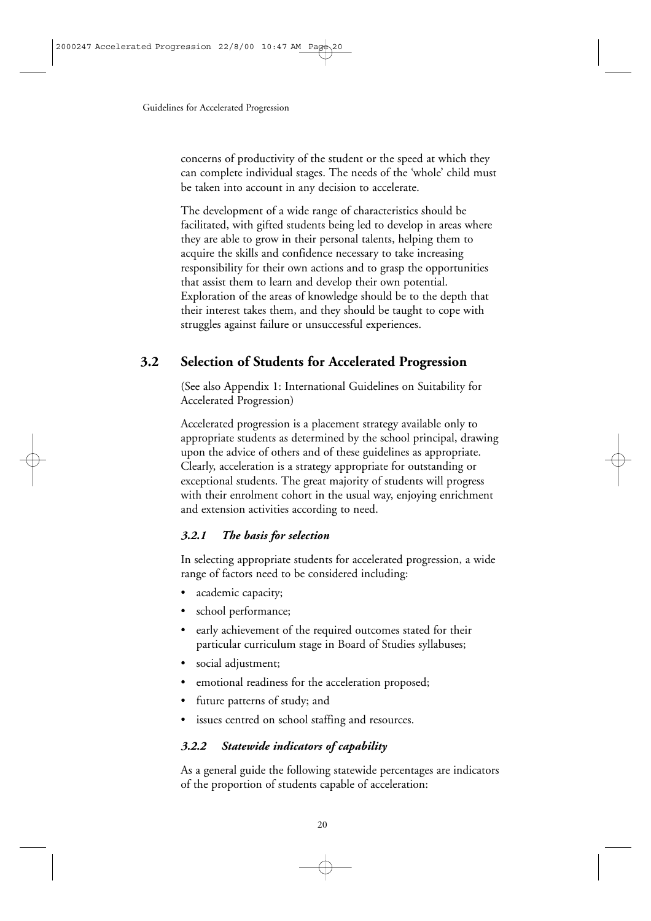concerns of productivity of the student or the speed at which they can complete individual stages. The needs of the 'whole' child must be taken into account in any decision to accelerate.

The development of a wide range of characteristics should be facilitated, with gifted students being led to develop in areas where they are able to grow in their personal talents, helping them to acquire the skills and confidence necessary to take increasing responsibility for their own actions and to grasp the opportunities that assist them to learn and develop their own potential. Exploration of the areas of knowledge should be to the depth that their interest takes them, and they should be taught to cope with struggles against failure or unsuccessful experiences.

## 3.2 Selection of Students for Accelerated Progression

(See also Appendix 1: International Guidelines on Suitability for Accelerated Progression)

Accelerated progression is a placement strategy available only to appropriate students as determined by the school principal, drawing upon the advice of others and of these guidelines as appropriate. Clearly, acceleration is a strategy appropriate for outstanding or exceptional students. The great majority of students will progress with their enrolment cohort in the usual way, enjoying enrichment and extension activities according to need.

### *3.2.1 The basis for selection*

In selecting appropriate students for accelerated progression, a wide range of factors need to be considered including:

- academic capacity;
- school performance;
- early achievement of the required outcomes stated for their particular curriculum stage in Board of Studies syllabuses;
- social adjustment;
- emotional readiness for the acceleration proposed;
- future patterns of study; and
- issues centred on school staffing and resources.

### *3.2.2 Statewide indicators of capability*

As a general guide the following statewide percentages are indicators of the proportion of students capable of acceleration: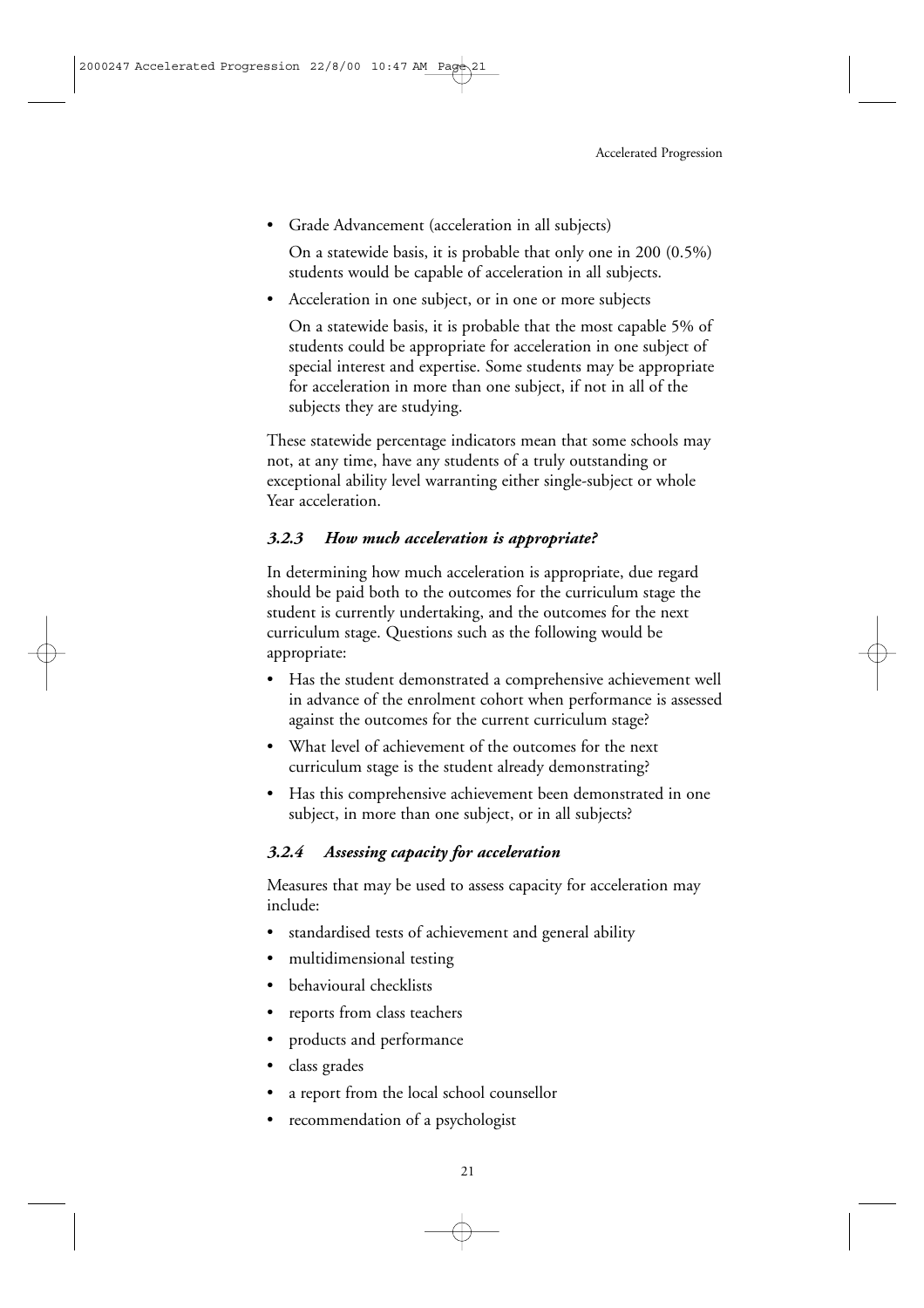- Grade Advancement (acceleration in all subjects)

  On a statewide basis, it is probable that only one in 200 (0.5%) students would be capable of acceleration in all subjects.

- Acceleration in one subject, or in one or more subjects

  On a statewide basis, it is probable that the most capable 5% of students could be appropriate for acceleration in one subject of special interest and expertise. Some students may be appropriate for acceleration in more than one subject, if not in all of the subjects they are studying.

These statewide percentage indicators mean that some schools may not, at any time, have any students of a truly outstanding or exceptional ability level warranting either single-subject or whole Year acceleration.

### *3.2.3 How much acceleration is appropriate?*

In determining how much acceleration is appropriate, due regard should be paid both to the outcomes for the curriculum stage the student is currently undertaking, and the outcomes for the next curriculum stage. Questions such as the following would be appropriate:

- Has the student demonstrated a comprehensive achievement well in advance of the enrolment cohort when performance is assessed against the outcomes for the current curriculum stage?
- What level of achievement of the outcomes for the next curriculum stage is the student already demonstrating?
- Has this comprehensive achievement been demonstrated in one subject, in more than one subject, or in all subjects?

### *3.2.4 Assessing capacity for acceleration*

Measures that may be used to assess capacity for acceleration may include:

- standardised tests of achievement and general ability
- multidimensional testing
- behavioural checklists
- reports from class teachers
- products and performance
- class grades
- a report from the local school counsellor
- recommendation of a psychologist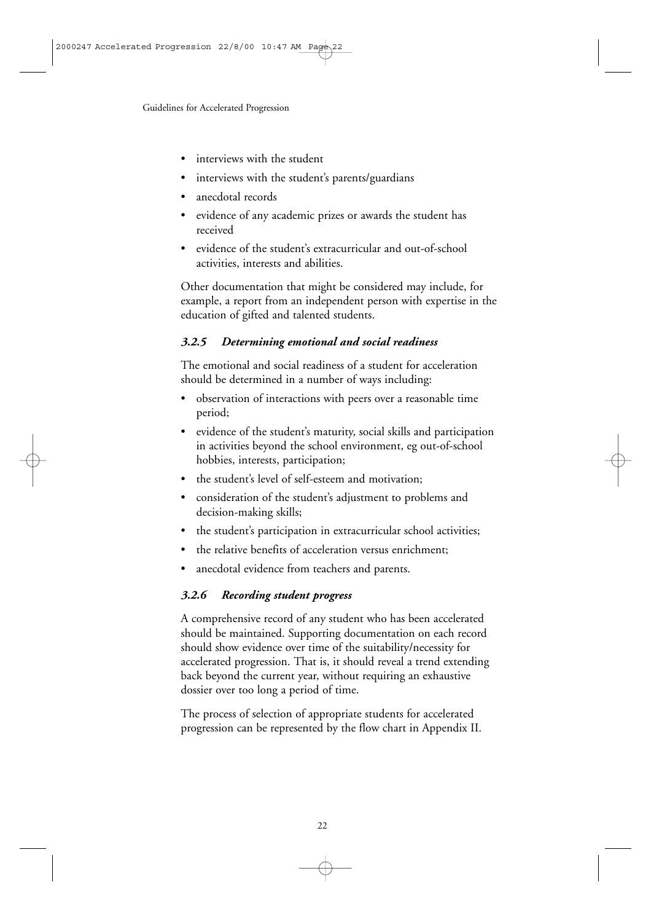- interviews with the student
- interviews with the student's parents/guardians
- anecdotal records
- evidence of any academic prizes or awards the student has received
- evidence of the student's extracurricular and out-of-school activities, interests and abilities.

Other documentation that might be considered may include, for example, a report from an independent person with expertise in the education of gifted and talented students.

### *3.2.5 Determining emotional and social readiness*

The emotional and social readiness of a student for acceleration should be determined in a number of ways including:

- observation of interactions with peers over a reasonable time period;
- evidence of the student's maturity, social skills and participation in activities beyond the school environment, eg out-of-school hobbies, interests, participation;
- the student's level of self-esteem and motivation;
- consideration of the student's adjustment to problems and decision-making skills;
- the student's participation in extracurricular school activities;
- the relative benefits of acceleration versus enrichment;
- anecdotal evidence from teachers and parents.

### *3.2.6 Recording student progress*

A comprehensive record of any student who has been accelerated should be maintained. Supporting documentation on each record should show evidence over time of the suitability/necessity for accelerated progression. That is, it should reveal a trend extending back beyond the current year, without requiring an exhaustive dossier over too long a period of time.

The process of selection of appropriate students for accelerated progression can be represented by the flow chart in Appendix II.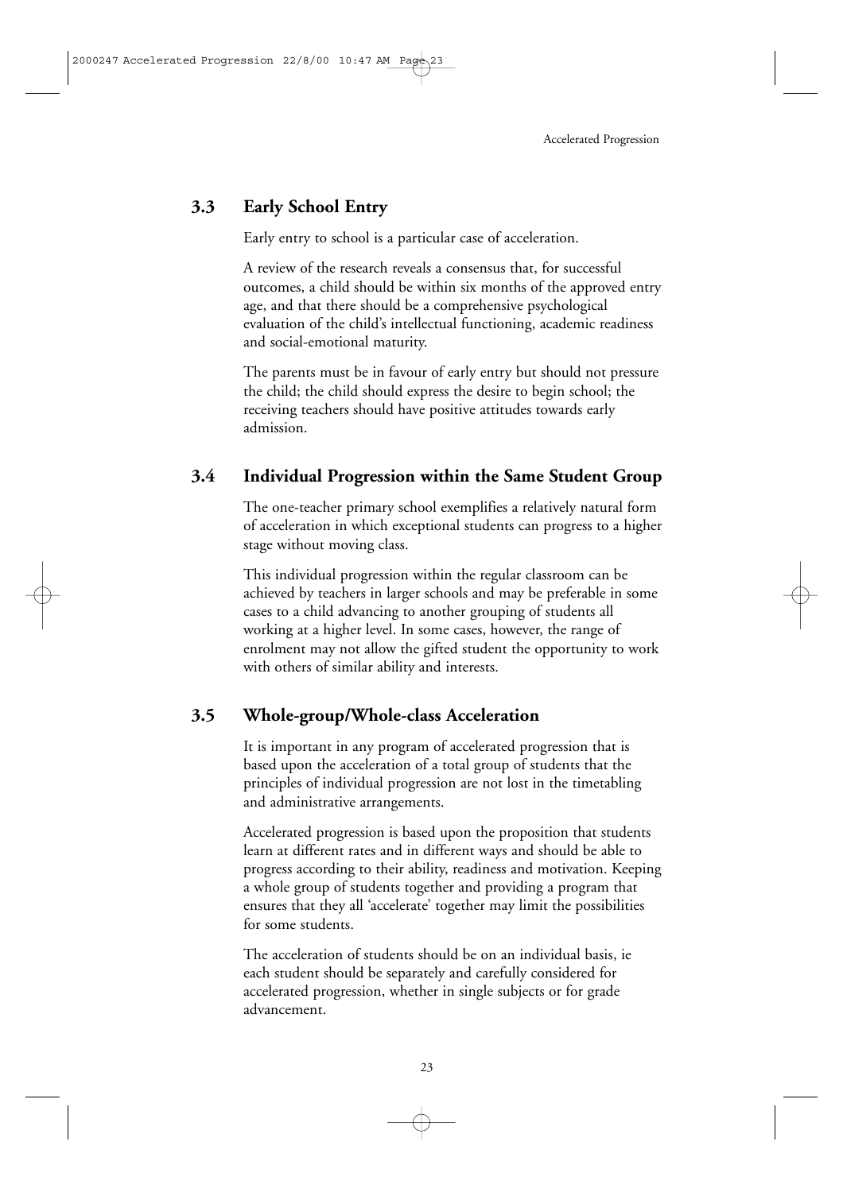## 3.3 Early School Entry

Early entry to school is a particular case of acceleration.

A review of the research reveals a consensus that, for successful outcomes, a child should be within six months of the approved entry age, and that there should be a comprehensive psychological evaluation of the child's intellectual functioning, academic readiness and social-emotional maturity.

The parents must be in favour of early entry but should not pressure the child; the child should express the desire to begin school; the receiving teachers should have positive attitudes towards early admission.

## 3.4 Individual Progression within the Same Student Group

The one-teacher primary school exemplifies a relatively natural form of acceleration in which exceptional students can progress to a higher stage without moving class.

This individual progression within the regular classroom can be achieved by teachers in larger schools and may be preferable in some cases to a child advancing to another grouping of students all working at a higher level. In some cases, however, the range of enrolment may not allow the gifted student the opportunity to work with others of similar ability and interests.

## 3.5 Whole-group/Whole-class Acceleration

It is important in any program of accelerated progression that is based upon the acceleration of a total group of students that the principles of individual progression are not lost in the timetabling and administrative arrangements.

Accelerated progression is based upon the proposition that students learn at different rates and in different ways and should be able to progress according to their ability, readiness and motivation. Keeping a whole group of students together and providing a program that ensures that they all 'accelerate' together may limit the possibilities for some students.

The acceleration of students should be on an individual basis, ie each student should be separately and carefully considered for accelerated progression, whether in single subjects or for grade advancement.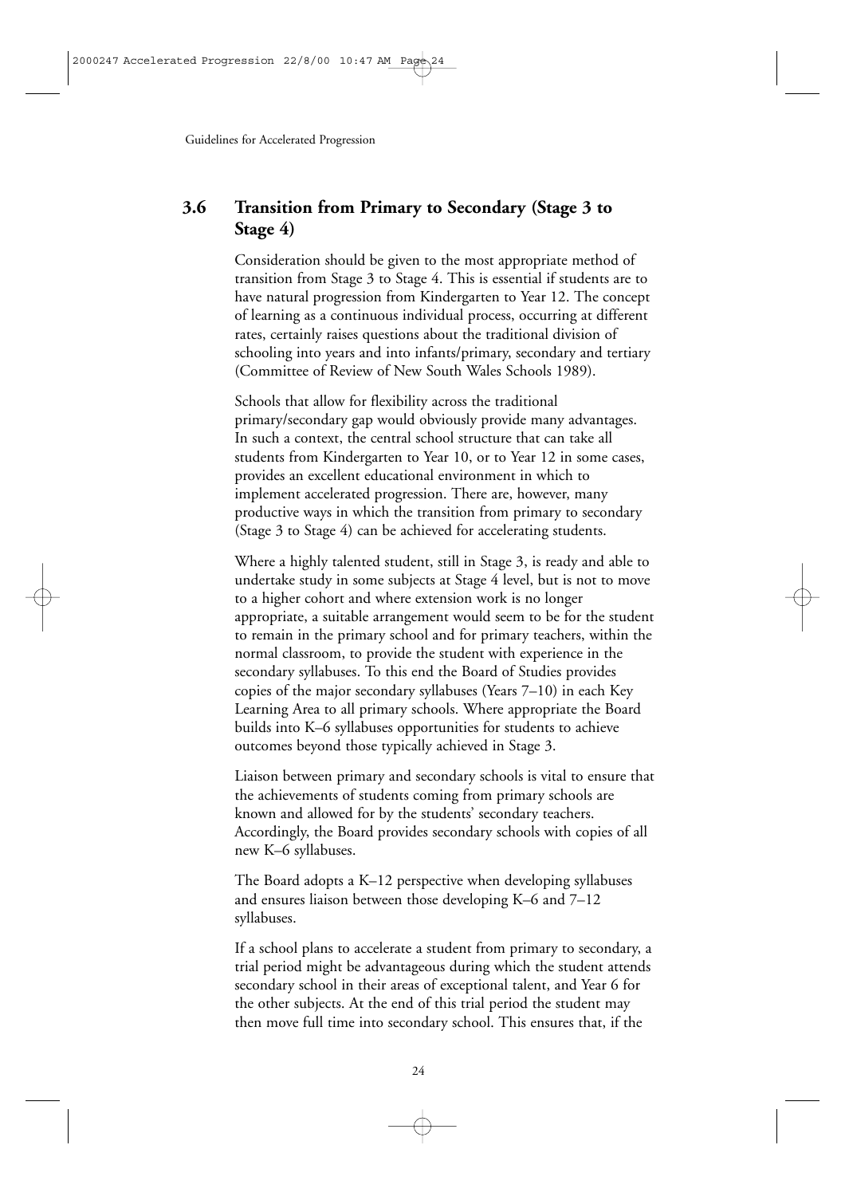## 3.6 Transition from Primary to Secondary (Stage 3 to Stage 4)

Consideration should be given to the most appropriate method of transition from Stage 3 to Stage 4. This is essential if students are to have natural progression from Kindergarten to Year 12. The concept of learning as a continuous individual process, occurring at different rates, certainly raises questions about the traditional division of schooling into years and into infants/primary, secondary and tertiary (Committee of Review of New South Wales Schools 1989).

Schools that allow for flexibility across the traditional primary/secondary gap would obviously provide many advantages. In such a context, the central school structure that can take all students from Kindergarten to Year 10, or to Year 12 in some cases, provides an excellent educational environment in which to implement accelerated progression. There are, however, many productive ways in which the transition from primary to secondary (Stage 3 to Stage 4) can be achieved for accelerating students.

Where a highly talented student, still in Stage 3, is ready and able to undertake study in some subjects at Stage 4 level, but is not to move to a higher cohort and where extension work is no longer appropriate, a suitable arrangement would seem to be for the student to remain in the primary school and for primary teachers, within the normal classroom, to provide the student with experience in the secondary syllabuses. To this end the Board of Studies provides copies of the major secondary syllabuses (Years 7–10) in each Key Learning Area to all primary schools. Where appropriate the Board builds into K–6 syllabuses opportunities for students to achieve outcomes beyond those typically achieved in Stage 3.

Liaison between primary and secondary schools is vital to ensure that the achievements of students coming from primary schools are known and allowed for by the students' secondary teachers. Accordingly, the Board provides secondary schools with copies of all new K–6 syllabuses.

The Board adopts a K–12 perspective when developing syllabuses and ensures liaison between those developing K–6 and 7–12 syllabuses.

If a school plans to accelerate a student from primary to secondary, a trial period might be advantageous during which the student attends secondary school in their areas of exceptional talent, and Year 6 for the other subjects. At the end of this trial period the student may then move full time into secondary school. This ensures that, if the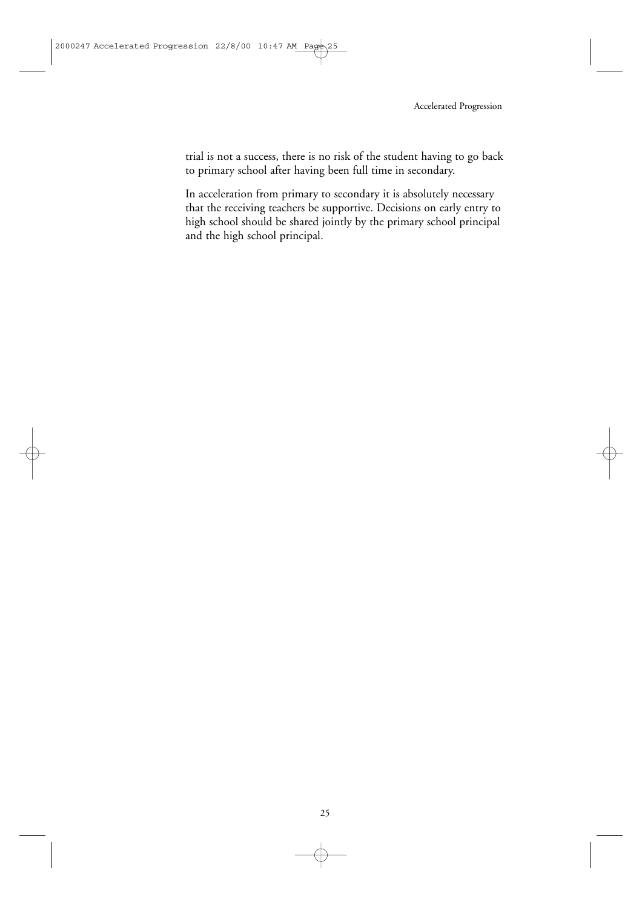trial is not a success, there is no risk of the student having to go back to primary school after having been full time in secondary.

In acceleration from primary to secondary it is absolutely necessary that the receiving teachers be supportive. Decisions on early entry to high school should be shared jointly by the primary school principal and the high school principal.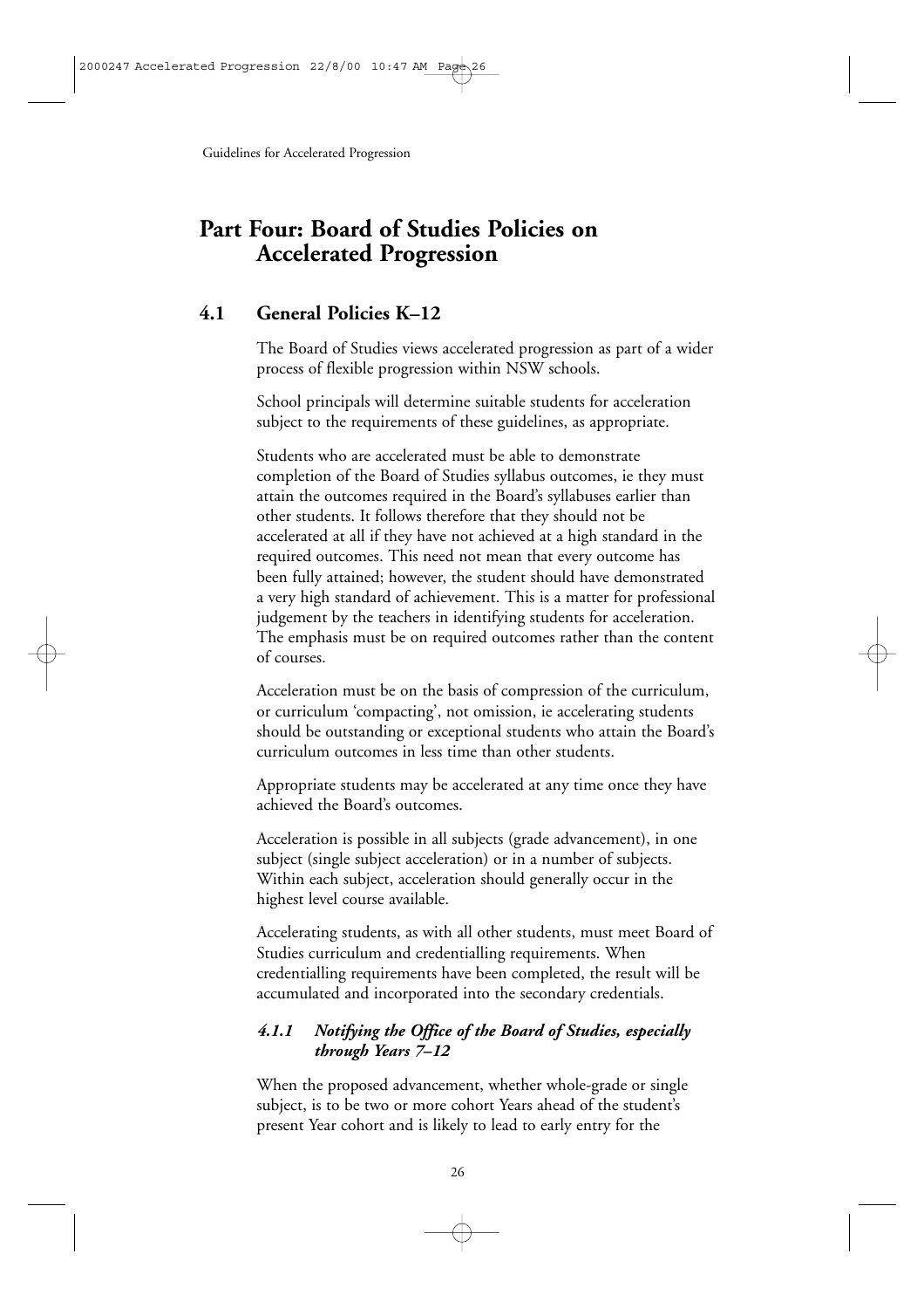# Part Four: Board of Studies Policies on Accelerated Progression

## 4.1 General Policies K–12

The Board of Studies views accelerated progression as part of a wider process of flexible progression within NSW schools.

School principals will determine suitable students for acceleration subject to the requirements of these guidelines, as appropriate.

Students who are accelerated must be able to demonstrate completion of the Board of Studies syllabus outcomes, ie they must attain the outcomes required in the Board's syllabuses earlier than other students. It follows therefore that they should not be accelerated at all if they have not achieved at a high standard in the required outcomes. This need not mean that every outcome has been fully attained; however, the student should have demonstrated a very high standard of achievement. This is a matter for professional judgement by the teachers in identifying students for acceleration. The emphasis must be on required outcomes rather than the content of courses.

Acceleration must be on the basis of compression of the curriculum, or curriculum 'compacting', not omission, ie accelerating students should be outstanding or exceptional students who attain the Board's curriculum outcomes in less time than other students.

Appropriate students may be accelerated at any time once they have achieved the Board's outcomes.

Acceleration is possible in all subjects (grade advancement), in one subject (single subject acceleration) or in a number of subjects. Within each subject, acceleration should generally occur in the highest level course available.

Accelerating students, as with all other students, must meet Board of Studies curriculum and credentialling requirements. When credentialling requirements have been completed, the result will be accumulated and incorporated into the secondary credentials.

### *4.1.1 Notifying the Office of the Board of Studies, especially through Years 7–12*

When the proposed advancement, whether whole-grade or single subject, is to be two or more cohort Years ahead of the student's present Year cohort and is likely to lead to early entry for the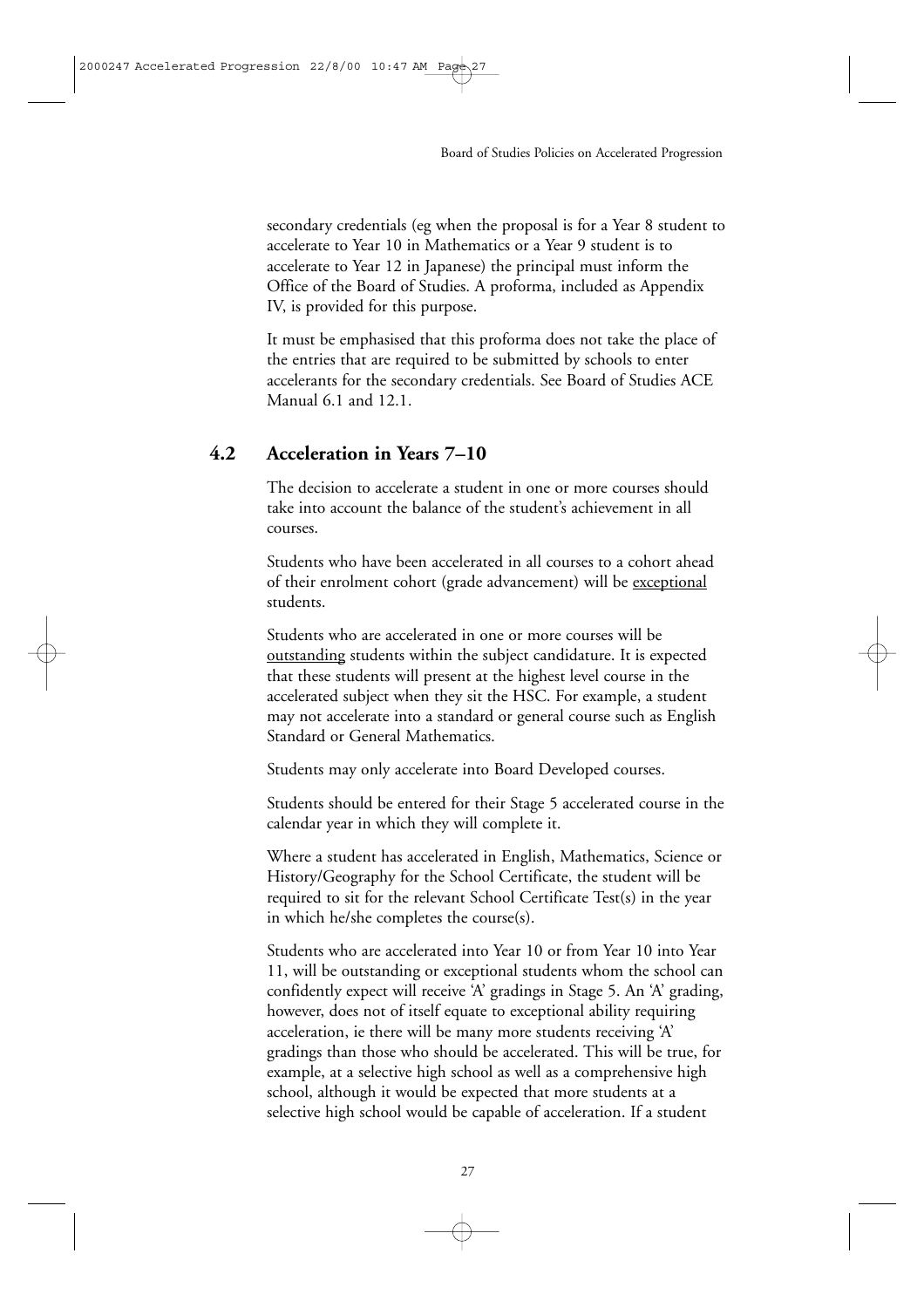secondary credentials (eg when the proposal is for a Year 8 student to accelerate to Year 10 in Mathematics or a Year 9 student is to accelerate to Year 12 in Japanese) the principal must inform the Office of the Board of Studies. A proforma, included as Appendix IV, is provided for this purpose.

It must be emphasised that this proforma does not take the place of the entries that are required to be submitted by schools to enter accelerants for the secondary credentials. See Board of Studies ACE Manual 6.1 and 12.1.

## 4.2 Acceleration in Years 7–10

The decision to accelerate a student in one or more courses should take into account the balance of the student's achievement in all courses.

Students who have been accelerated in all courses to a cohort ahead of their enrolment cohort (grade advancement) will be <u>exceptional</u> students.

Students who are accelerated in one or more courses will be <u>outstanding</u> students within the subject candidature. It is expected that these students will present at the highest level course in the accelerated subject when they sit the HSC. For example, a student may not accelerate into a standard or general course such as English Standard or General Mathematics.

Students may only accelerate into Board Developed courses.

Students should be entered for their Stage 5 accelerated course in the calendar year in which they will complete it.

Where a student has accelerated in English, Mathematics, Science or History/Geography for the School Certificate, the student will be required to sit for the relevant School Certificate Test(s) in the year in which he/she completes the course(s).

Students who are accelerated into Year 10 or from Year 10 into Year 11, will be outstanding or exceptional students whom the school can confidently expect will receive 'A' gradings in Stage 5. An 'A' grading, however, does not of itself equate to exceptional ability requiring acceleration, ie there will be many more students receiving 'A' gradings than those who should be accelerated. This will be true, for example, at a selective high school as well as a comprehensive high school, although it would be expected that more students at a selective high school would be capable of acceleration. If a student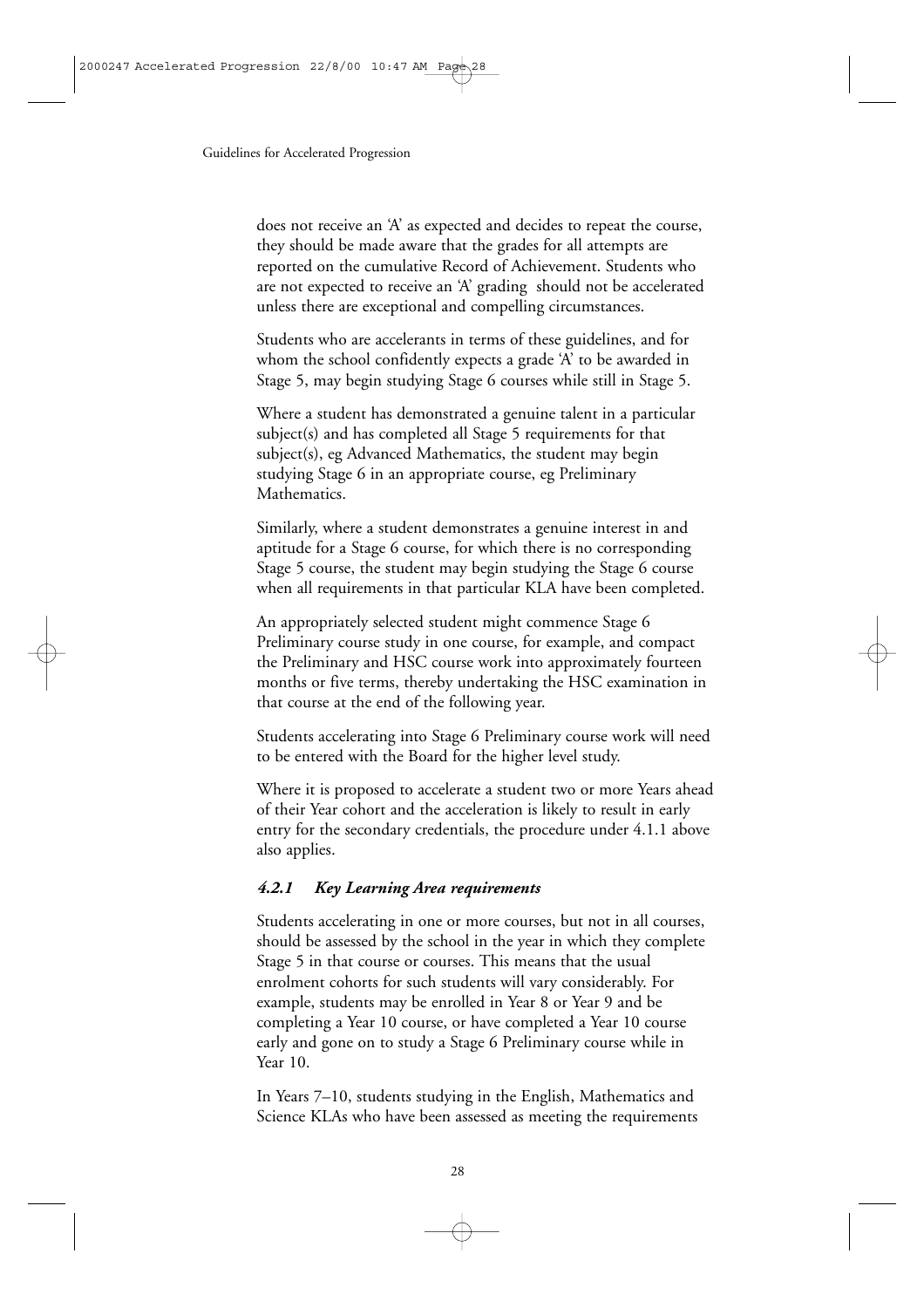does not receive an 'A' as expected and decides to repeat the course, they should be made aware that the grades for all attempts are reported on the cumulative Record of Achievement. Students who are not expected to receive an 'A' grading should not be accelerated unless there are exceptional and compelling circumstances.

Students who are accelerants in terms of these guidelines, and for whom the school confidently expects a grade 'A' to be awarded in Stage 5, may begin studying Stage 6 courses while still in Stage 5.

Where a student has demonstrated a genuine talent in a particular subject(s) and has completed all Stage 5 requirements for that subject(s), eg Advanced Mathematics, the student may begin studying Stage 6 in an appropriate course, eg Preliminary Mathematics.

Similarly, where a student demonstrates a genuine interest in and aptitude for a Stage 6 course, for which there is no corresponding Stage 5 course, the student may begin studying the Stage 6 course when all requirements in that particular KLA have been completed.

An appropriately selected student might commence Stage 6 Preliminary course study in one course, for example, and compact the Preliminary and HSC course work into approximately fourteen months or five terms, thereby undertaking the HSC examination in that course at the end of the following year.

Students accelerating into Stage 6 Preliminary course work will need to be entered with the Board for the higher level study.

Where it is proposed to accelerate a student two or more Years ahead of their Year cohort and the acceleration is likely to result in early entry for the secondary credentials, the procedure under 4.1.1 above also applies.

#### *4.2.1 Key Learning Area requirements*

Students accelerating in one or more courses, but not in all courses, should be assessed by the school in the year in which they complete Stage 5 in that course or courses. This means that the usual enrolment cohorts for such students will vary considerably. For example, students may be enrolled in Year 8 or Year 9 and be completing a Year 10 course, or have completed a Year 10 course early and gone on to study a Stage 6 Preliminary course while in Year 10.

In Years 7–10, students studying in the English, Mathematics and Science KLAs who have been assessed as meeting the requirements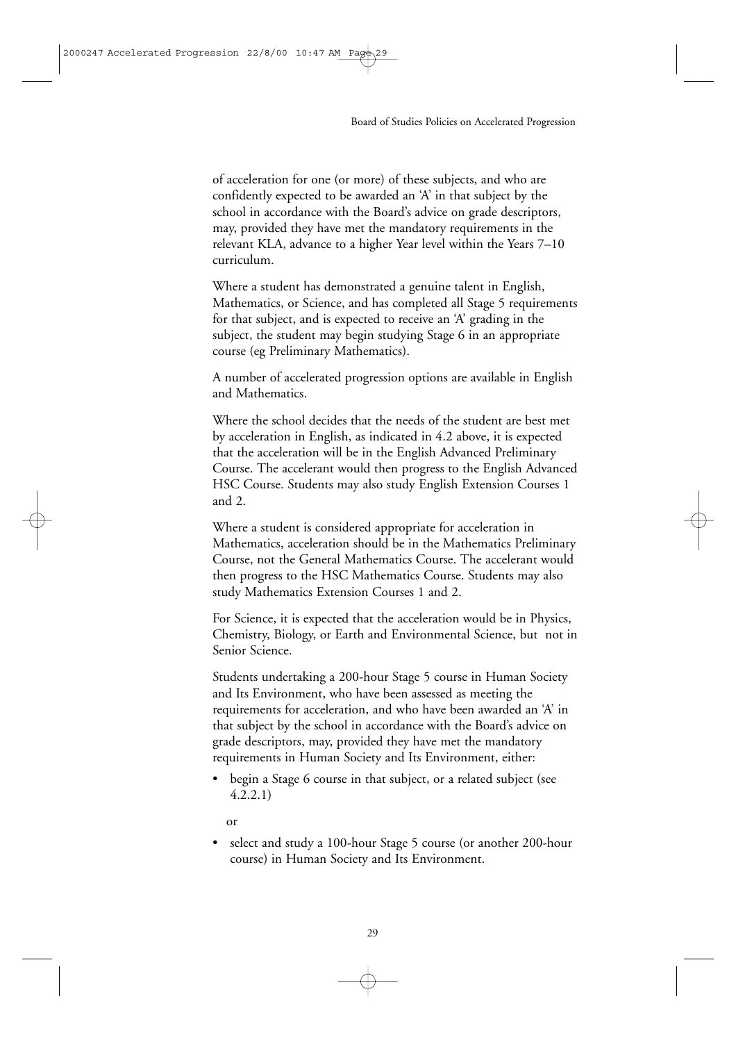of acceleration for one (or more) of these subjects, and who are confidently expected to be awarded an 'A' in that subject by the school in accordance with the Board's advice on grade descriptors, may, provided they have met the mandatory requirements in the relevant KLA, advance to a higher Year level within the Years 7–10 curriculum.

Where a student has demonstrated a genuine talent in English, Mathematics, or Science, and has completed all Stage 5 requirements for that subject, and is expected to receive an 'A' grading in the subject, the student may begin studying Stage 6 in an appropriate course (eg Preliminary Mathematics).

A number of accelerated progression options are available in English and Mathematics.

Where the school decides that the needs of the student are best met by acceleration in English, as indicated in 4.2 above, it is expected that the acceleration will be in the English Advanced Preliminary Course. The accelerant would then progress to the English Advanced HSC Course. Students may also study English Extension Courses 1 and 2.

Where a student is considered appropriate for acceleration in Mathematics, acceleration should be in the Mathematics Preliminary Course, not the General Mathematics Course. The accelerant would then progress to the HSC Mathematics Course. Students may also study Mathematics Extension Courses 1 and 2.

For Science, it is expected that the acceleration would be in Physics, Chemistry, Biology, or Earth and Environmental Science, but not in Senior Science.

Students undertaking a 200-hour Stage 5 course in Human Society and Its Environment, who have been assessed as meeting the requirements for acceleration, and who have been awarded an 'A' in that subject by the school in accordance with the Board's advice on grade descriptors, may, provided they have met the mandatory requirements in Human Society and Its Environment, either:

- begin a Stage 6 course in that subject, or a related subject (see 4.2.2.1)

  or

- select and study a 100-hour Stage 5 course (or another 200-hour course) in Human Society and Its Environment.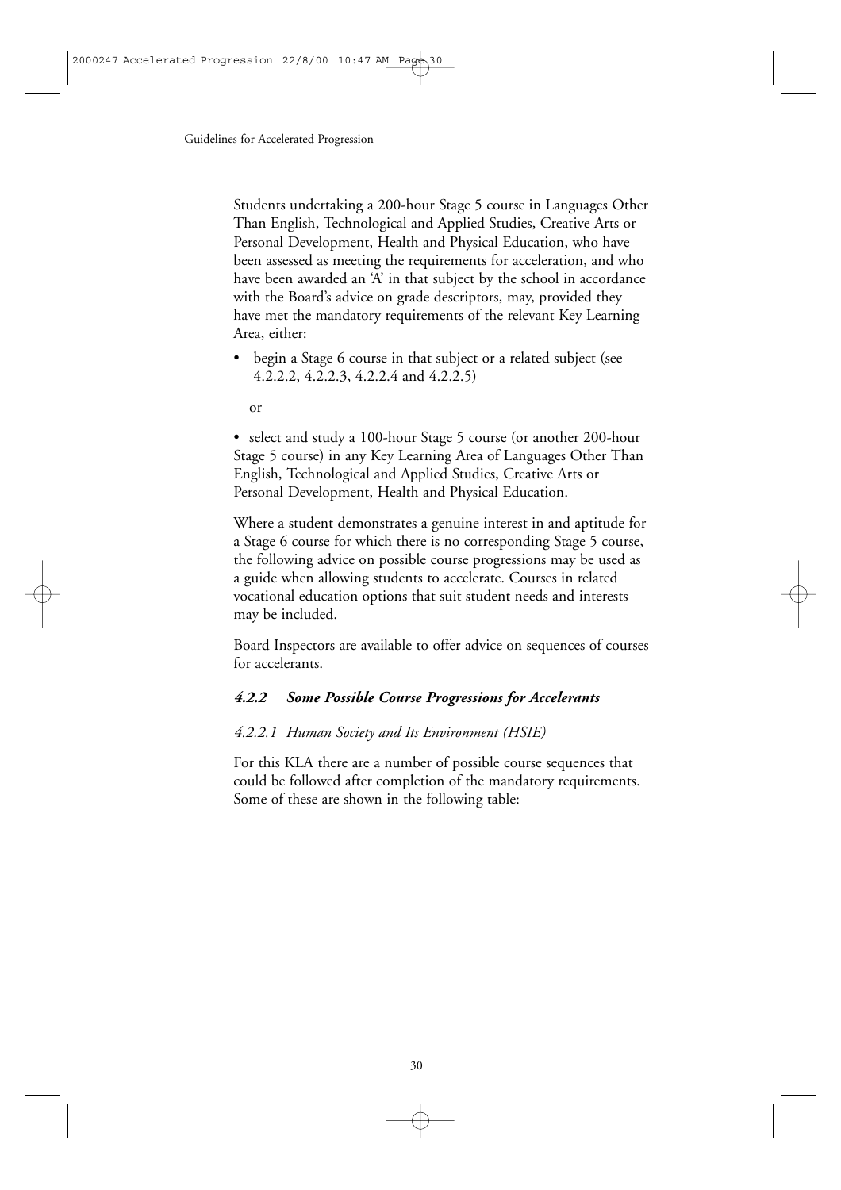Students undertaking a 200-hour Stage 5 course in Languages Other Than English, Technological and Applied Studies, Creative Arts or Personal Development, Health and Physical Education, who have been assessed as meeting the requirements for acceleration, and who have been awarded an 'A' in that subject by the school in accordance with the Board's advice on grade descriptors, may, provided they have met the mandatory requirements of the relevant Key Learning Area, either:

- begin a Stage 6 course in that subject or a related subject (see 4.2.2.2, 4.2.2.3, 4.2.2.4 and 4.2.2.5)

  or

- select and study a 100-hour Stage 5 course (or another 200-hour Stage 5 course) in any Key Learning Area of Languages Other Than English, Technological and Applied Studies, Creative Arts or Personal Development, Health and Physical Education.

Where a student demonstrates a genuine interest in and aptitude for a Stage 6 course for which there is no corresponding Stage 5 course, the following advice on possible course progressions may be used as a guide when allowing students to accelerate. Courses in related vocational education options that suit student needs and interests may be included.

Board Inspectors are available to offer advice on sequences of courses for accelerants.

### *4.2.2 Some Possible Course Progressions for Accelerants*

#### *4.2.2.1 Human Society and Its Environment (HSIE)*

For this KLA there are a number of possible course sequences that could be followed after completion of the mandatory requirements. Some of these are shown in the following table: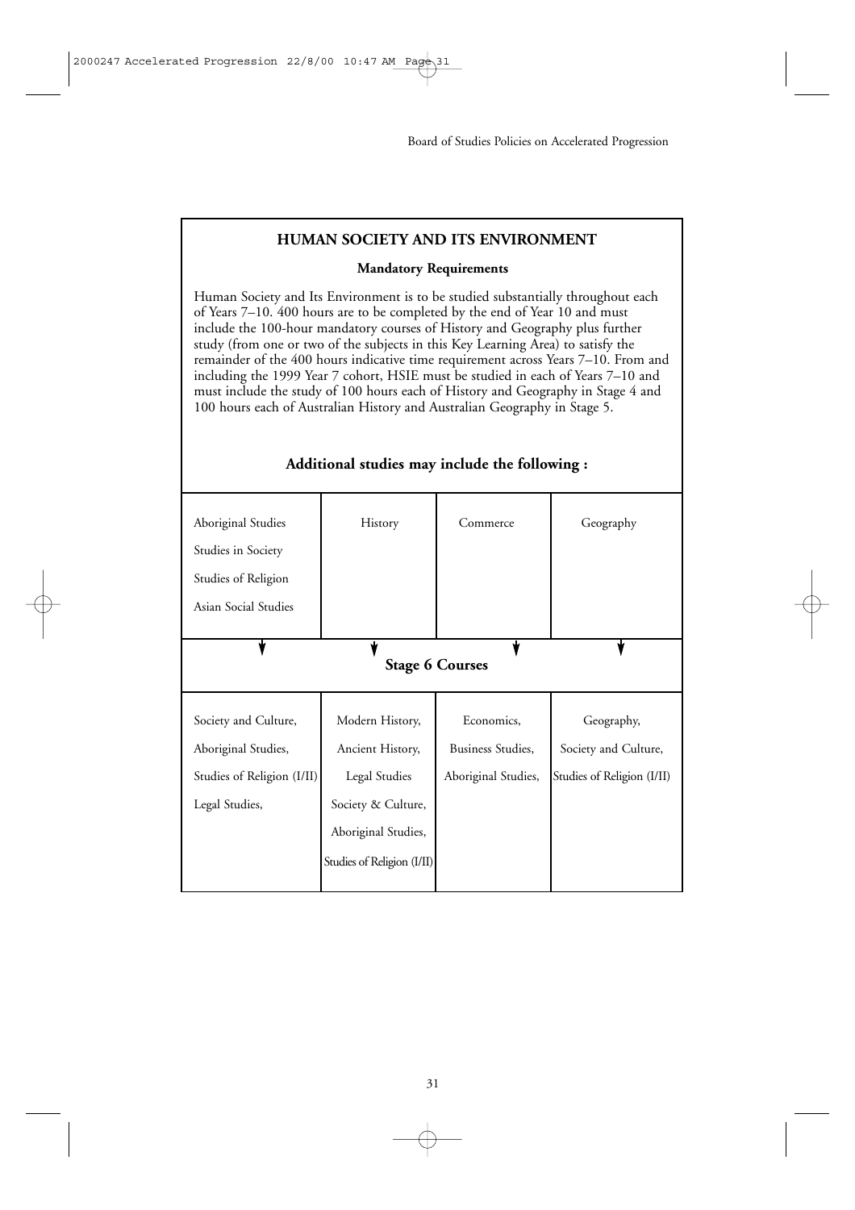## HUMAN SOCIETY AND ITS ENVIRONMENT

**Mandatory Requirements**

Human Society and Its Environment is to be studied substantially throughout each of Years 7–10. 400 hours are to be completed by the end of Year 10 and must include the 100-hour mandatory courses of History and Geography plus further study (from one or two of the subjects in this Key Learning Area) to satisfy the remainder of the 400 hours indicative time requirement across Years 7–10. From and including the 1999 Year 7 cohort, HSIE must be studied in each of Years 7–10 and must include the study of 100 hours each of History and Geography in Stage 4 and 100 hours each of Australian History and Australian Geography in Stage 5.

**Additional studies may include the following :**

| Aboriginal Studies<br>Studies in Society<br>Studies of Religion<br>Asian Social Studies | History | Commerce | Geography |
|---|---|---|---|
| ↓ | ↓ | ↓ | ↓ |
| **Stage 6 Courses** | | | |
| Society and Culture,<br>Aboriginal Studies,<br>Studies of Religion (I/II)<br>Legal Studies, | Modern History,<br>Ancient History,<br>Legal Studies<br>Society & Culture,<br>Aboriginal Studies,<br>Studies of Religion (I/II) | Economics,<br>Business Studies,<br>Aboriginal Studies, | Geography,<br>Society and Culture,<br>Studies of Religion (I/II) |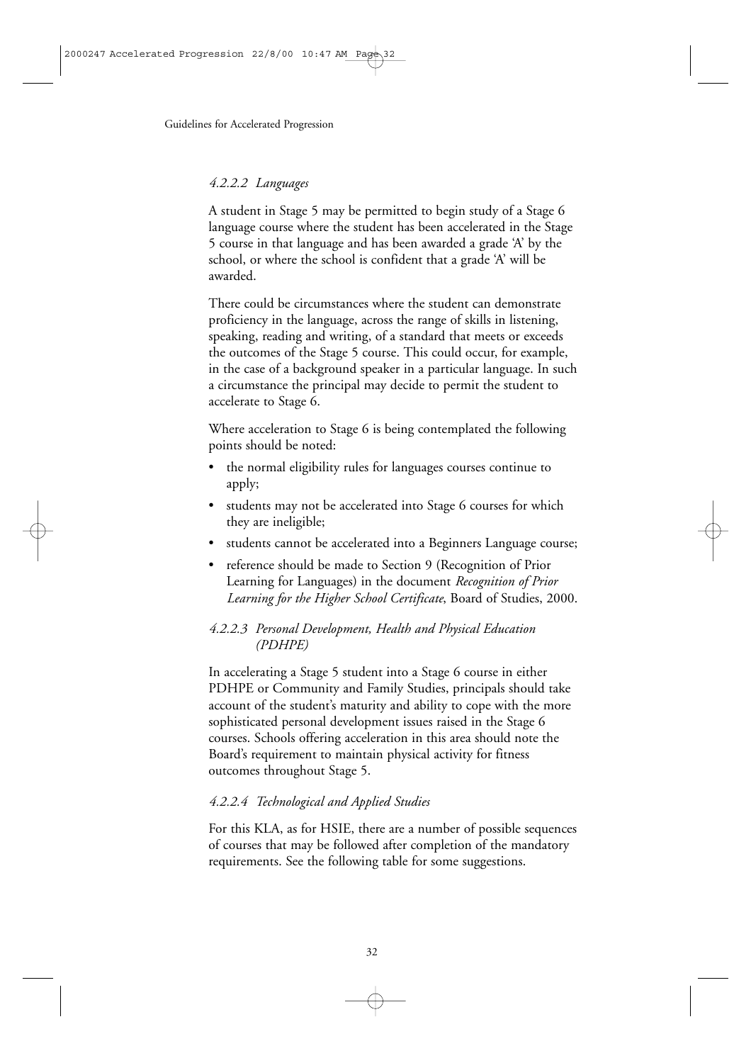#### *4.2.2.2 Languages*

A student in Stage 5 may be permitted to begin study of a Stage 6 language course where the student has been accelerated in the Stage 5 course in that language and has been awarded a grade 'A' by the school, or where the school is confident that a grade 'A' will be awarded.

There could be circumstances where the student can demonstrate proficiency in the language, across the range of skills in listening, speaking, reading and writing, of a standard that meets or exceeds the outcomes of the Stage 5 course. This could occur, for example, in the case of a background speaker in a particular language. In such a circumstance the principal may decide to permit the student to accelerate to Stage 6.

Where acceleration to Stage 6 is being contemplated the following points should be noted:

- the normal eligibility rules for languages courses continue to apply;
- students may not be accelerated into Stage 6 courses for which they are ineligible;
- students cannot be accelerated into a Beginners Language course;
- reference should be made to Section 9 (Recognition of Prior Learning for Languages) in the document *Recognition of Prior Learning for the Higher School Certificate*, Board of Studies, 2000.

#### *4.2.2.3 Personal Development, Health and Physical Education (PDHPE)*

In accelerating a Stage 5 student into a Stage 6 course in either PDHPE or Community and Family Studies, principals should take account of the student's maturity and ability to cope with the more sophisticated personal development issues raised in the Stage 6 courses. Schools offering acceleration in this area should note the Board's requirement to maintain physical activity for fitness outcomes throughout Stage 5.

#### *4.2.2.4 Technological and Applied Studies*

For this KLA, as for HSIE, there are a number of possible sequences of courses that may be followed after completion of the mandatory requirements. See the following table for some suggestions.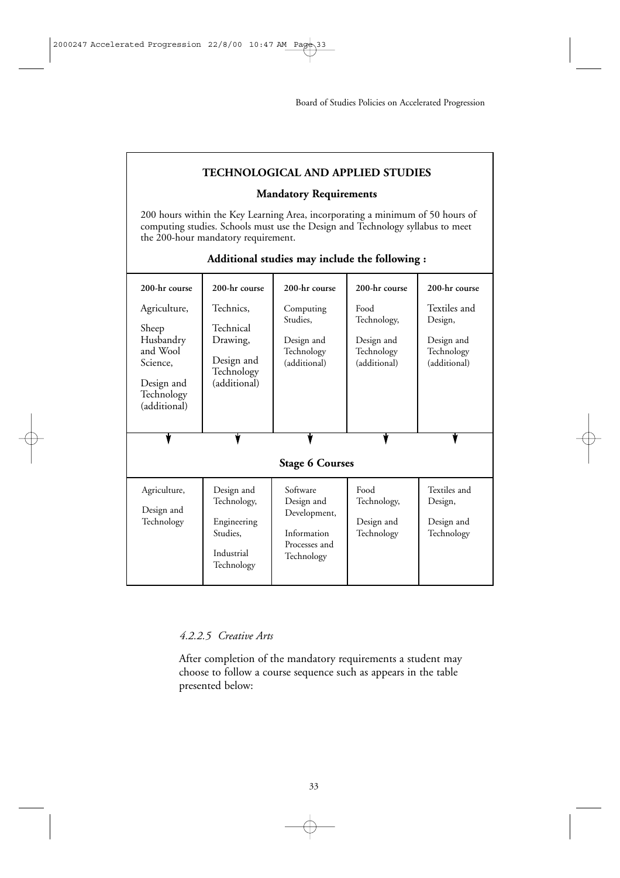## TECHNOLOGICAL AND APPLIED STUDIES

### Mandatory Requirements

200 hours within the Key Learning Area, incorporating a minimum of 50 hours of computing studies. Schools must use the Design and Technology syllabus to meet the 200-hour mandatory requirement.

**Additional studies may include the following :**

| 200-hr course | 200-hr course | 200-hr course | 200-hr course | 200-hr course |
|---|---|---|---|---|
| Agriculture, Sheep Husbandry and Wool Science, Design and Technology (additional) | Technics, Technical Drawing, Design and Technology (additional) | Computing Studies, Design and Technology (additional) | Food Technology, Design and Technology (additional) | Textiles and Design, Design and Technology (additional) |
| ↓ | ↓ | ↓ | ↓ | ↓ |
| **Stage 6 Courses** | | | | |
| Agriculture, Design and Technology | Design and Technology, Engineering Studies, Industrial Technology | Software Design and Development, Information Processes and Technology | Food Technology, Design and Technology | Textiles and Design, Design and Technology |

#### *4.2.2.5 Creative Arts*

After completion of the mandatory requirements a student may choose to follow a course sequence such as appears in the table presented below: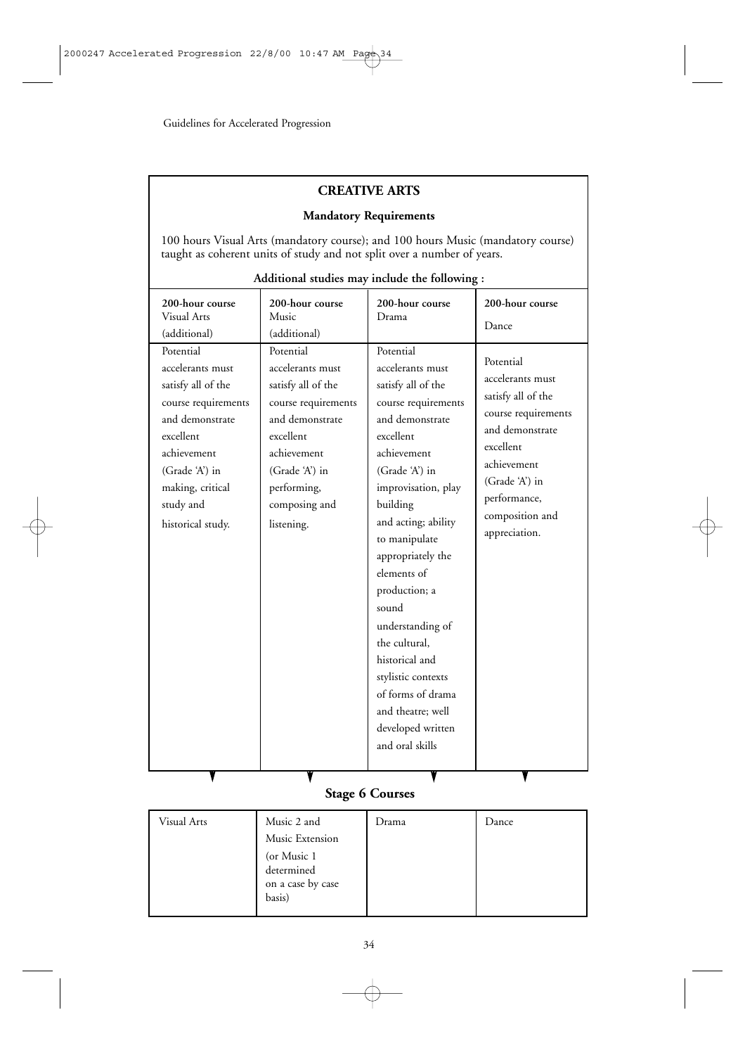## CREATIVE ARTS

### Mandatory Requirements

100 hours Visual Arts (mandatory course); and 100 hours Music (mandatory course) taught as coherent units of study and not split over a number of years.

**Additional studies may include the following :**

| **200-hour course** Visual Arts (additional) | **200-hour course** Music (additional) | **200-hour course** Drama | **200-hour course** Dance |
|---|---|---|---|
| Potential accelerants must satisfy all of the course requirements and demonstrate excellent achievement (Grade 'A') in making, critical study and historical study. | Potential accelerants must satisfy all of the course requirements and demonstrate excellent achievement (Grade 'A') in performing, composing and listening. | Potential accelerants must satisfy all of the course requirements and demonstrate excellent achievement (Grade 'A') in improvisation, play building and acting; ability to manipulate appropriately the elements of production; a sound understanding of the cultural, historical and stylistic contexts of forms of drama and theatre; well developed written and oral skills | Potential accelerants must satisfy all of the course requirements and demonstrate excellent achievement (Grade 'A') in performance, composition and appreciation. |

### Stage 6 Courses

| Visual Arts | Music 2 and Music Extension (or Music 1 determined on a case by case basis) | Drama | Dance |
|---|---|---|---|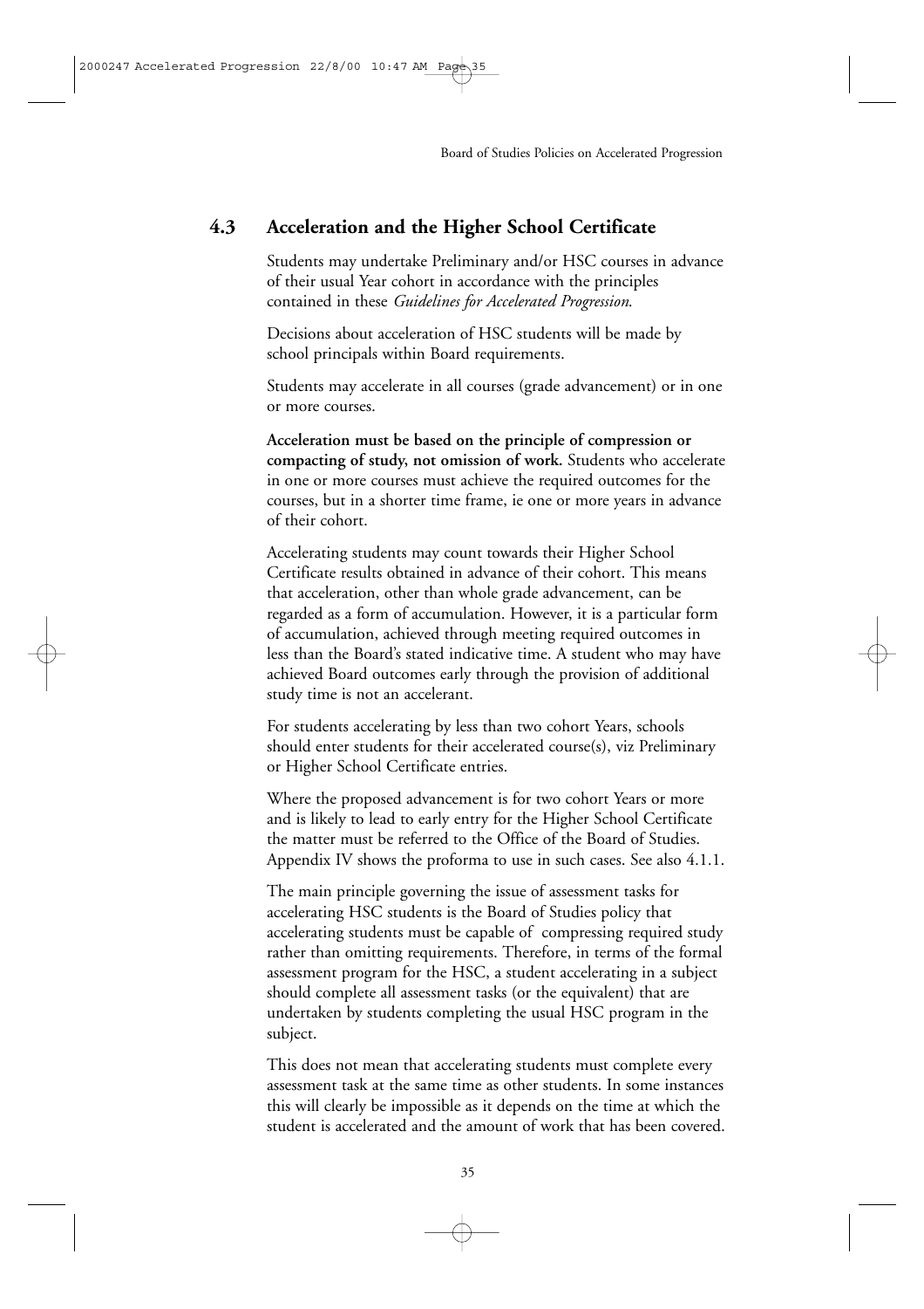## 4.3 Acceleration and the Higher School Certificate

Students may undertake Preliminary and/or HSC courses in advance of their usual Year cohort in accordance with the principles contained in these *Guidelines for Accelerated Progression*.

Decisions about acceleration of HSC students will be made by school principals within Board requirements.

Students may accelerate in all courses (grade advancement) or in one or more courses.

**Acceleration must be based on the principle of compression or compacting of study, not omission of work.** Students who accelerate in one or more courses must achieve the required outcomes for the courses, but in a shorter time frame, ie one or more years in advance of their cohort.

Accelerating students may count towards their Higher School Certificate results obtained in advance of their cohort. This means that acceleration, other than whole grade advancement, can be regarded as a form of accumulation. However, it is a particular form of accumulation, achieved through meeting required outcomes in less than the Board's stated indicative time. A student who may have achieved Board outcomes early through the provision of additional study time is not an accelerant.

For students accelerating by less than two cohort Years, schools should enter students for their accelerated course(s), viz Preliminary or Higher School Certificate entries.

Where the proposed advancement is for two cohort Years or more and is likely to lead to early entry for the Higher School Certificate the matter must be referred to the Office of the Board of Studies. Appendix IV shows the proforma to use in such cases. See also 4.1.1.

The main principle governing the issue of assessment tasks for accelerating HSC students is the Board of Studies policy that accelerating students must be capable of compressing required study rather than omitting requirements. Therefore, in terms of the formal assessment program for the HSC, a student accelerating in a subject should complete all assessment tasks (or the equivalent) that are undertaken by students completing the usual HSC program in the subject.

This does not mean that accelerating students must complete every assessment task at the same time as other students. In some instances this will clearly be impossible as it depends on the time at which the student is accelerated and the amount of work that has been covered.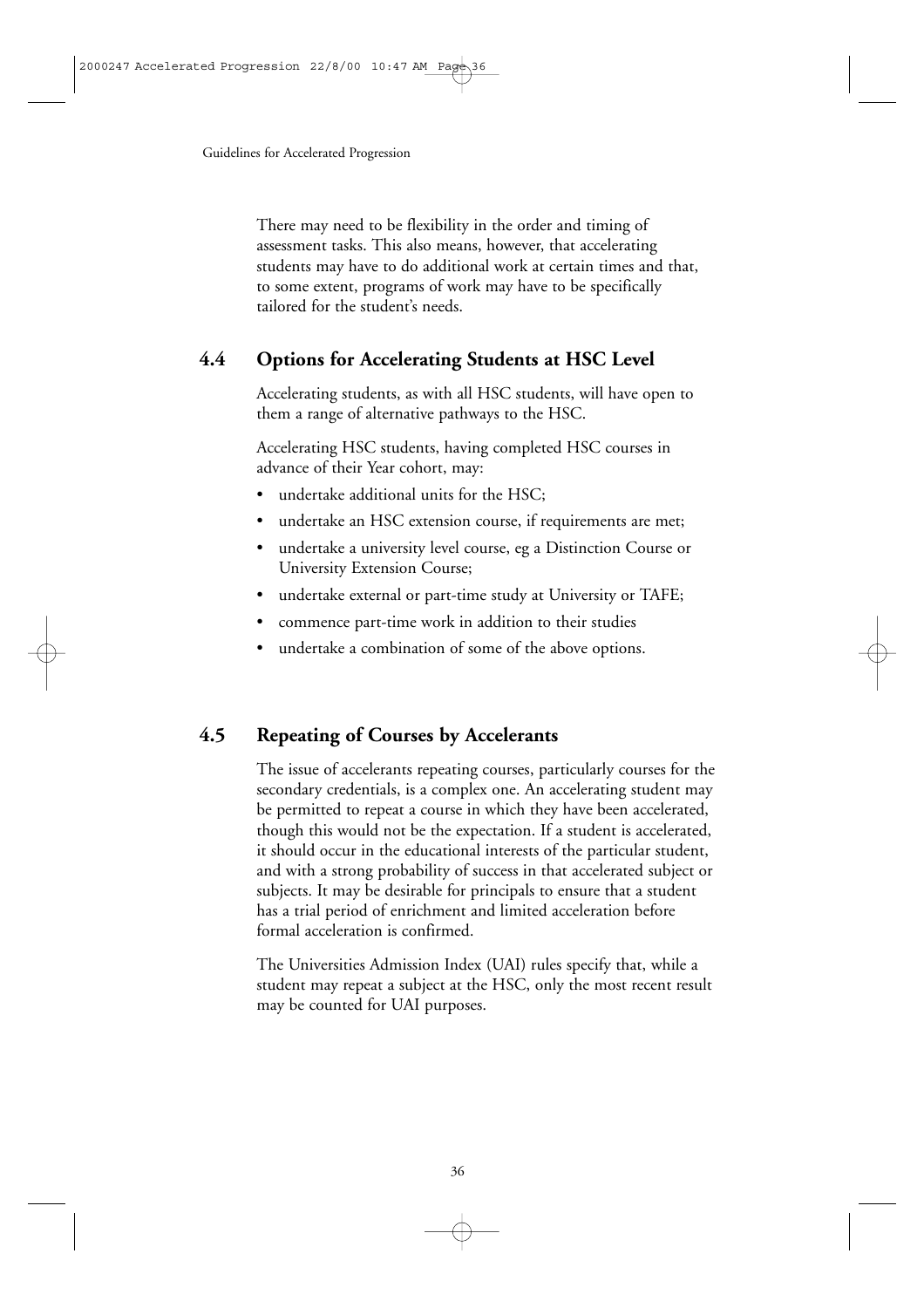There may need to be flexibility in the order and timing of assessment tasks. This also means, however, that accelerating students may have to do additional work at certain times and that, to some extent, programs of work may have to be specifically tailored for the student's needs.

## 4.4 Options for Accelerating Students at HSC Level

Accelerating students, as with all HSC students, will have open to them a range of alternative pathways to the HSC.

Accelerating HSC students, having completed HSC courses in advance of their Year cohort, may:

- undertake additional units for the HSC;
- undertake an HSC extension course, if requirements are met;
- undertake a university level course, eg a Distinction Course or University Extension Course;
- undertake external or part-time study at University or TAFE;
- commence part-time work in addition to their studies
- undertake a combination of some of the above options.

## 4.5 Repeating of Courses by Accelerants

The issue of accelerants repeating courses, particularly courses for the secondary credentials, is a complex one. An accelerating student may be permitted to repeat a course in which they have been accelerated, though this would not be the expectation. If a student is accelerated, it should occur in the educational interests of the particular student, and with a strong probability of success in that accelerated subject or subjects. It may be desirable for principals to ensure that a student has a trial period of enrichment and limited acceleration before formal acceleration is confirmed.

The Universities Admission Index (UAI) rules specify that, while a student may repeat a subject at the HSC, only the most recent result may be counted for UAI purposes.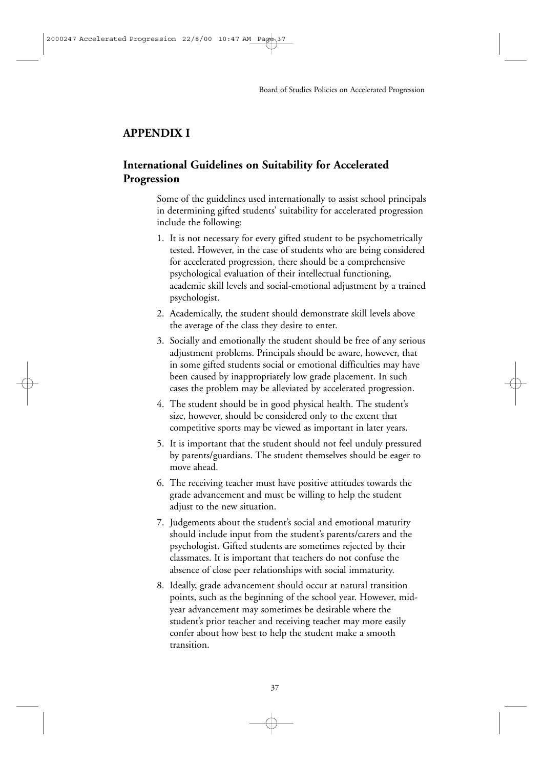## APPENDIX I

## International Guidelines on Suitability for Accelerated Progression

Some of the guidelines used internationally to assist school principals in determining gifted students' suitability for accelerated progression include the following:

1. It is not necessary for every gifted student to be psychometrically tested. However, in the case of students who are being considered for accelerated progression, there should be a comprehensive psychological evaluation of their intellectual functioning, academic skill levels and social-emotional adjustment by a trained psychologist.
2. Academically, the student should demonstrate skill levels above the average of the class they desire to enter.
3. Socially and emotionally the student should be free of any serious adjustment problems. Principals should be aware, however, that in some gifted students social or emotional difficulties may have been caused by inappropriately low grade placement. In such cases the problem may be alleviated by accelerated progression.
4. The student should be in good physical health. The student's size, however, should be considered only to the extent that competitive sports may be viewed as important in later years.
5. It is important that the student should not feel unduly pressured by parents/guardians. The student themselves should be eager to move ahead.
6. The receiving teacher must have positive attitudes towards the grade advancement and must be willing to help the student adjust to the new situation.
7. Judgements about the student's social and emotional maturity should include input from the student's parents/carers and the psychologist. Gifted students are sometimes rejected by their classmates. It is important that teachers do not confuse the absence of close peer relationships with social immaturity.
8. Ideally, grade advancement should occur at natural transition points, such as the beginning of the school year. However, mid-year advancement may sometimes be desirable where the student's prior teacher and receiving teacher may more easily confer about how best to help the student make a smooth transition.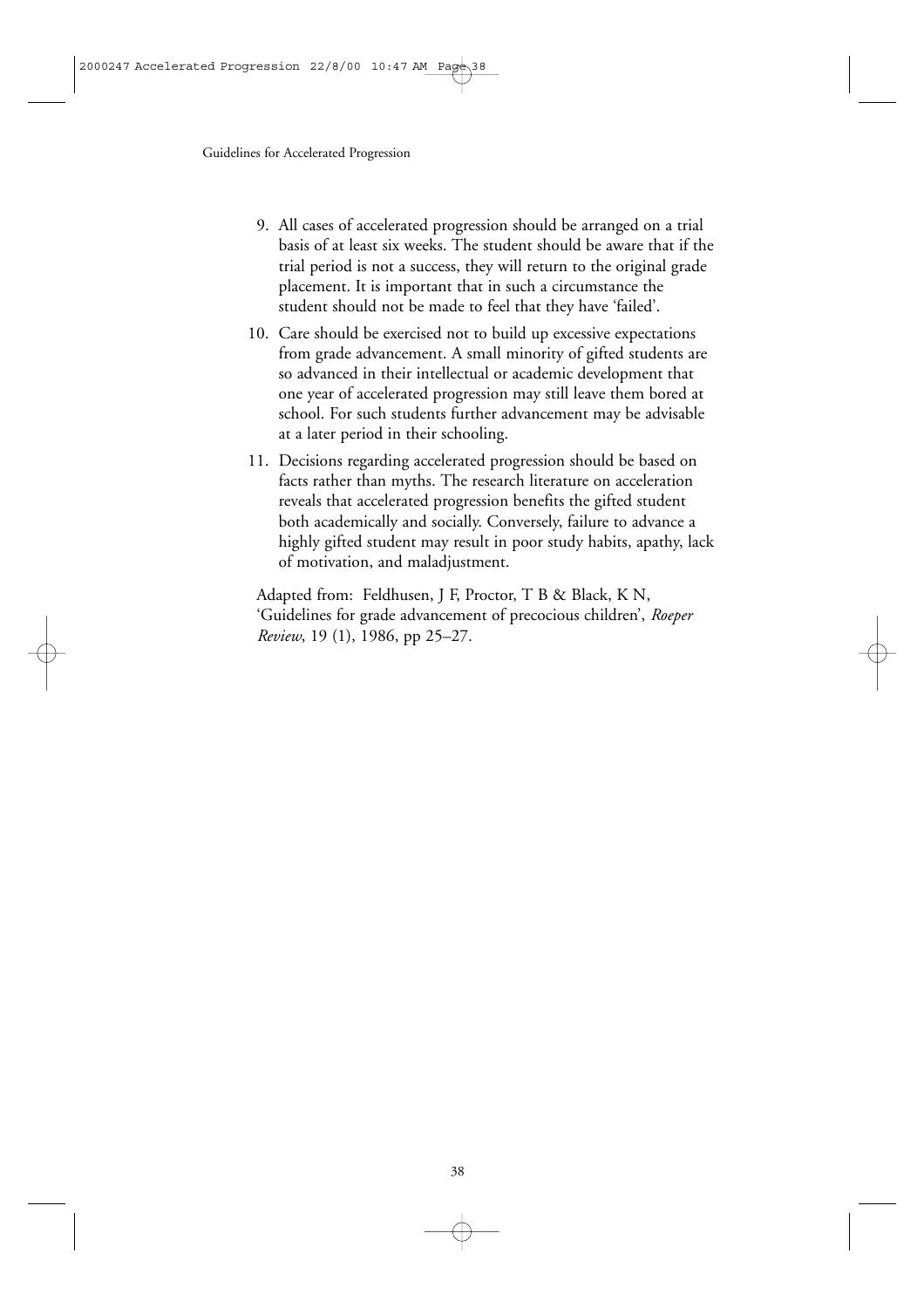9. All cases of accelerated progression should be arranged on a trial basis of at least six weeks. The student should be aware that if the trial period is not a success, they will return to the original grade placement. It is important that in such a circumstance the student should not be made to feel that they have 'failed'.
10. Care should be exercised not to build up excessive expectations from grade advancement. A small minority of gifted students are so advanced in their intellectual or academic development that one year of accelerated progression may still leave them bored at school. For such students further advancement may be advisable at a later period in their schooling.
11. Decisions regarding accelerated progression should be based on facts rather than myths. The research literature on acceleration reveals that accelerated progression benefits the gifted student both academically and socially. Conversely, failure to advance a highly gifted student may result in poor study habits, apathy, lack of motivation, and maladjustment.

Adapted from: Feldhusen, J F, Proctor, T B & Black, K N, 'Guidelines for grade advancement of precocious children', *Roeper Review*, 19 (1), 1986, pp 25–27.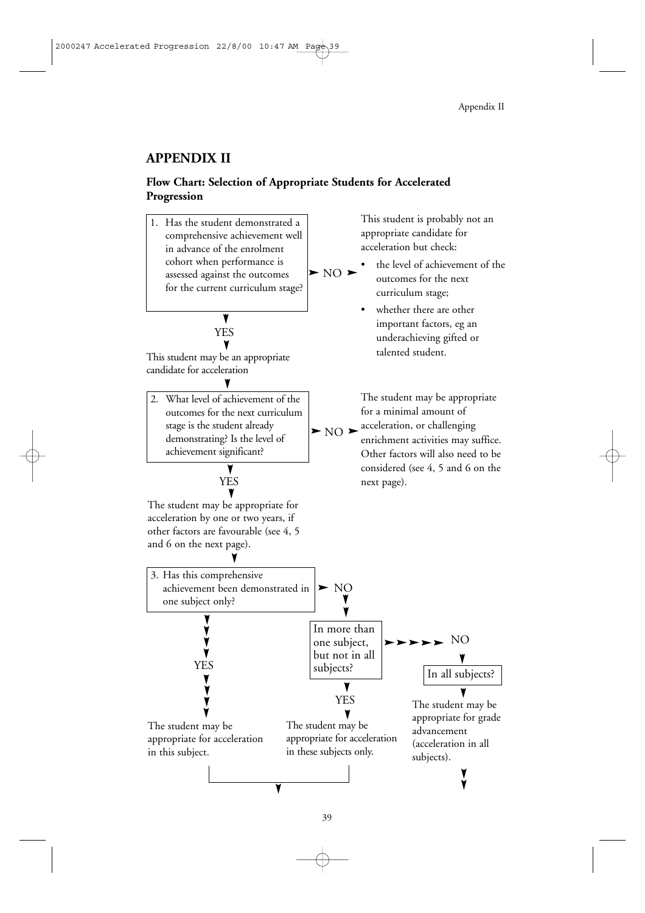## APPENDIX II

### Flow Chart: Selection of Appropriate Students for Accelerated Progression

1. Has the student demonstrated a comprehensive achievement well in advance of the enrolment cohort when performance is assessed against the outcomes for the current curriculum stage?

➤ NO ➤ This student is probably not an appropriate candidate for acceleration but check:

- the level of achievement of the outcomes for the next curriculum stage;
- whether there are other important factors, eg an underachieving gifted or talented student.

YES

This student may be an appropriate candidate for acceleration

2. What level of achievement of the outcomes for the next curriculum stage is the student already demonstrating? Is the level of achievement significant?

➤ NO ➤ The student may be appropriate for a minimal amount of acceleration, or challenging enrichment activities may suffice. Other factors will also need to be considered (see 4, 5 and 6 on the next page).

YES

The student may be appropriate for acceleration by one or two years, if other factors are favourable (see 4, 5 and 6 on the next page).

3. Has this comprehensive achievement been demonstrated in one subject only?

YES → The student may be appropriate for acceleration in this subject.

➤ NO → In more than one subject, but not in all subjects?

YES → The student may be appropriate for acceleration in these subjects only.

➤ NO → In all subjects?

The student may be appropriate for grade advancement (acceleration in all subjects).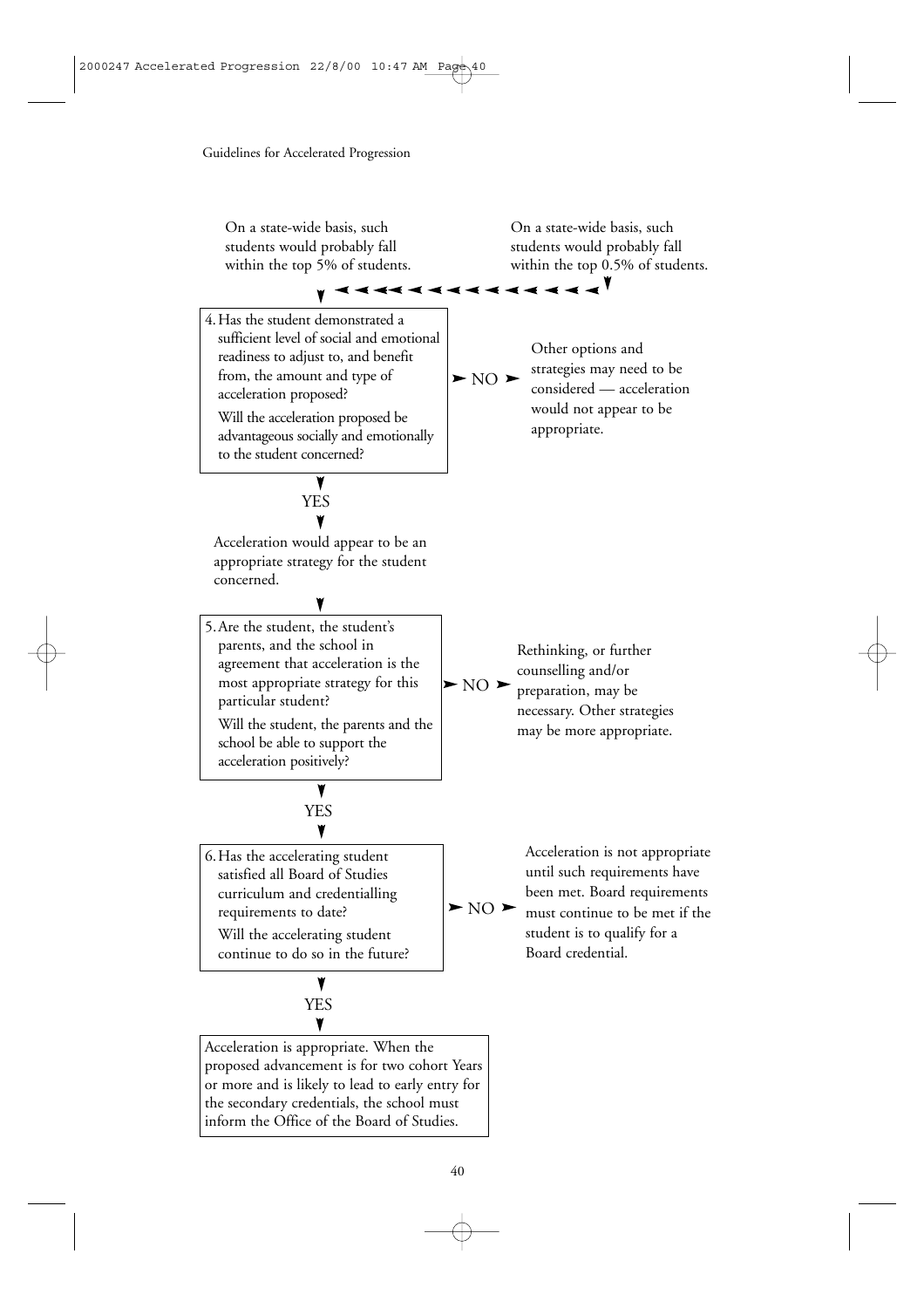On a state-wide basis, such students would probably fall within the top 5% of students.

On a state-wide basis, such students would probably fall within the top 0.5% of students.

**4.** Has the student demonstrated a sufficient level of social and emotional readiness to adjust to, and benefit from, the amount and type of acceleration proposed?

Will the acceleration proposed be advantageous socially and emotionally to the student concerned?

→ NO → Other options and strategies may need to be considered — acceleration would not appear to be appropriate.

↓ YES

Acceleration would appear to be an appropriate strategy for the student concerned.

**5.** Are the student, the student's parents, and the school in agreement that acceleration is the most appropriate strategy for this particular student?

Will the student, the parents and the school be able to support the acceleration positively?

→ NO → Rethinking, or further counselling and/or preparation, may be necessary. Other strategies may be more appropriate.

↓ YES

**6.** Has the accelerating student satisfied all Board of Studies curriculum and credentialling requirements to date?

Will the accelerating student continue to do so in the future?

→ NO → Acceleration is not appropriate until such requirements have been met. Board requirements must continue to be met if the student is to qualify for a Board credential.

↓ YES

Acceleration is appropriate. When the proposed advancement is for two cohort Years or more and is likely to lead to early entry for the secondary credentials, the school must inform the Office of the Board of Studies.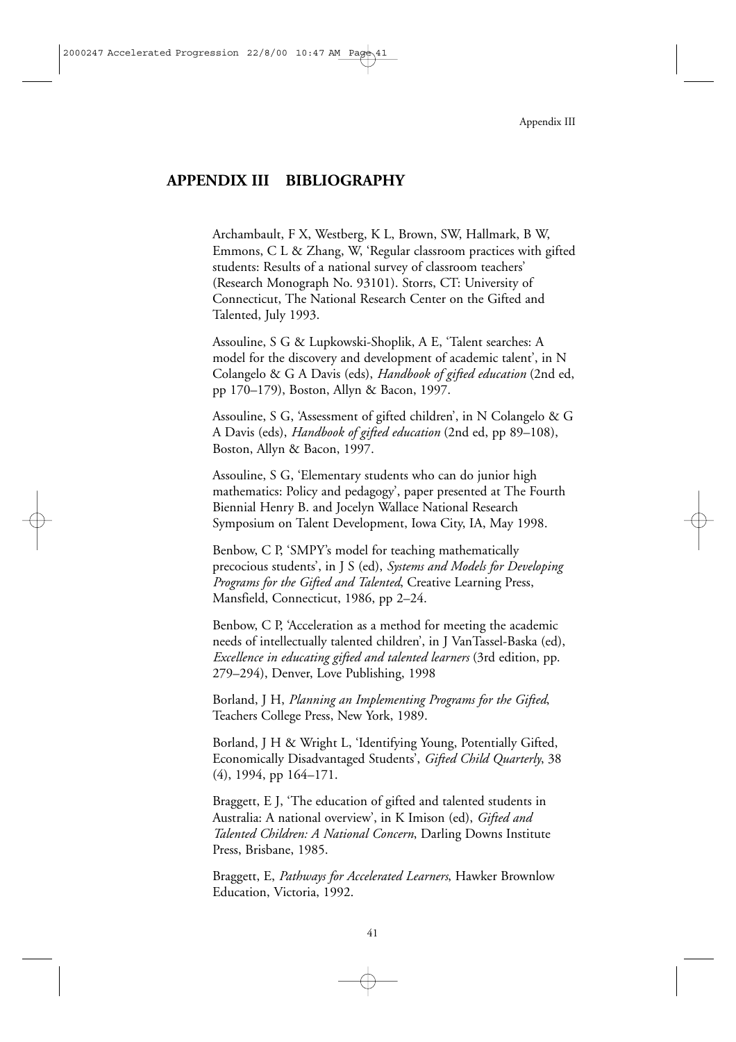## APPENDIX III BIBLIOGRAPHY

Archambault, F X, Westberg, K L, Brown, SW, Hallmark, B W, Emmons, C L & Zhang, W, 'Regular classroom practices with gifted students: Results of a national survey of classroom teachers' (Research Monograph No. 93101). Storrs, CT: University of Connecticut, The National Research Center on the Gifted and Talented, July 1993.

Assouline, S G & Lupkowski-Shoplik, A E, 'Talent searches: A model for the discovery and development of academic talent', in N Colangelo & G A Davis (eds), *Handbook of gifted education* (2nd ed, pp 170–179), Boston, Allyn & Bacon, 1997.

Assouline, S G, 'Assessment of gifted children', in N Colangelo & G A Davis (eds), *Handbook of gifted education* (2nd ed, pp 89–108), Boston, Allyn & Bacon, 1997.

Assouline, S G, 'Elementary students who can do junior high mathematics: Policy and pedagogy', paper presented at The Fourth Biennial Henry B. and Jocelyn Wallace National Research Symposium on Talent Development, Iowa City, IA, May 1998.

Benbow, C P, 'SMPY's model for teaching mathematically precocious students', in J S (ed), *Systems and Models for Developing Programs for the Gifted and Talented*, Creative Learning Press, Mansfield, Connecticut, 1986, pp 2–24.

Benbow, C P, 'Acceleration as a method for meeting the academic needs of intellectually talented children', in J VanTassel-Baska (ed), *Excellence in educating gifted and talented learners* (3rd edition, pp. 279–294), Denver, Love Publishing, 1998

Borland, J H, *Planning an Implementing Programs for the Gifted*, Teachers College Press, New York, 1989.

Borland, J H & Wright L, 'Identifying Young, Potentially Gifted, Economically Disadvantaged Students', *Gifted Child Quarterly*, 38 (4), 1994, pp 164–171.

Braggett, E J, 'The education of gifted and talented students in Australia: A national overview', in K Imison (ed), *Gifted and Talented Children: A National Concern*, Darling Downs Institute Press, Brisbane, 1985.

Braggett, E, *Pathways for Accelerated Learners*, Hawker Brownlow Education, Victoria, 1992.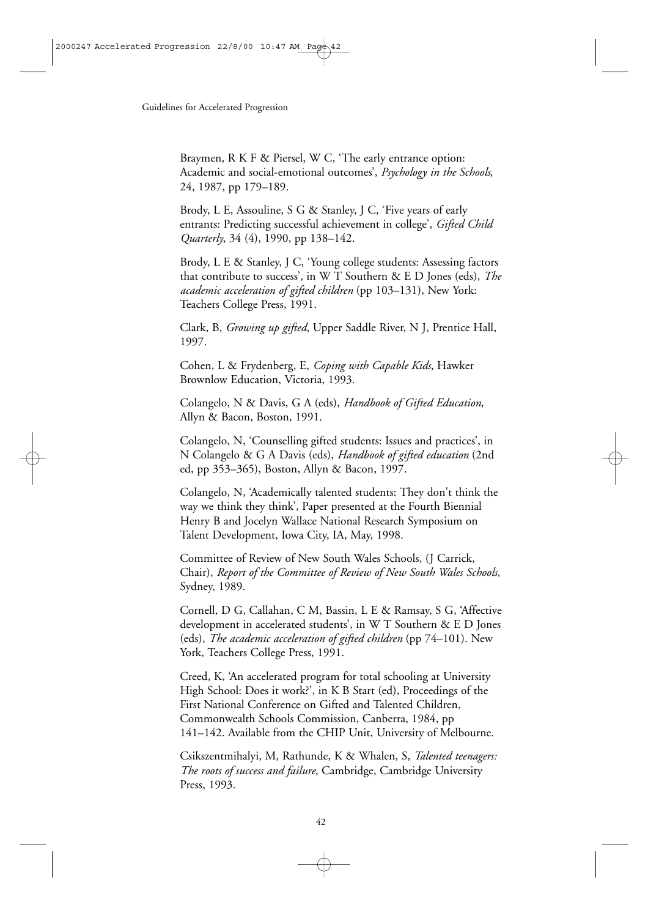Braymen, R K F & Piersel, W C, 'The early entrance option: Academic and social-emotional outcomes', *Psychology in the Schools*, 24, 1987, pp 179–189.

Brody, L E, Assouline, S G & Stanley, J C, 'Five years of early entrants: Predicting successful achievement in college', *Gifted Child Quarterly*, 34 (4), 1990, pp 138–142.

Brody, L E & Stanley, J C, 'Young college students: Assessing factors that contribute to success', in W T Southern & E D Jones (eds), *The academic acceleration of gifted children* (pp 103–131), New York: Teachers College Press, 1991.

Clark, B, *Growing up gifted*, Upper Saddle River, N J, Prentice Hall, 1997.

Cohen, L & Frydenberg, E, *Coping with Capable Kids*, Hawker Brownlow Education, Victoria, 1993.

Colangelo, N & Davis, G A (eds), *Handbook of Gifted Education*, Allyn & Bacon, Boston, 1991.

Colangelo, N, 'Counselling gifted students: Issues and practices', in N Colangelo & G A Davis (eds), *Handbook of gifted education* (2nd ed, pp 353–365), Boston, Allyn & Bacon, 1997.

Colangelo, N, 'Academically talented students: They don't think the way we think they think', Paper presented at the Fourth Biennial Henry B and Jocelyn Wallace National Research Symposium on Talent Development, Iowa City, IA, May, 1998.

Committee of Review of New South Wales Schools, (J Carrick, Chair), *Report of the Committee of Review of New South Wales Schools*, Sydney, 1989.

Cornell, D G, Callahan, C M, Bassin, L E & Ramsay, S G, 'Affective development in accelerated students', in W T Southern & E D Jones (eds), *The academic acceleration of gifted children* (pp 74–101). New York, Teachers College Press, 1991.

Creed, K, 'An accelerated program for total schooling at University High School: Does it work?', in K B Start (ed), Proceedings of the First National Conference on Gifted and Talented Children, Commonwealth Schools Commission, Canberra, 1984, pp 141–142. Available from the CHIP Unit, University of Melbourne.

Csikszentmihalyi, M, Rathunde, K & Whalen, S, *Talented teenagers: The roots of success and failure*, Cambridge, Cambridge University Press, 1993.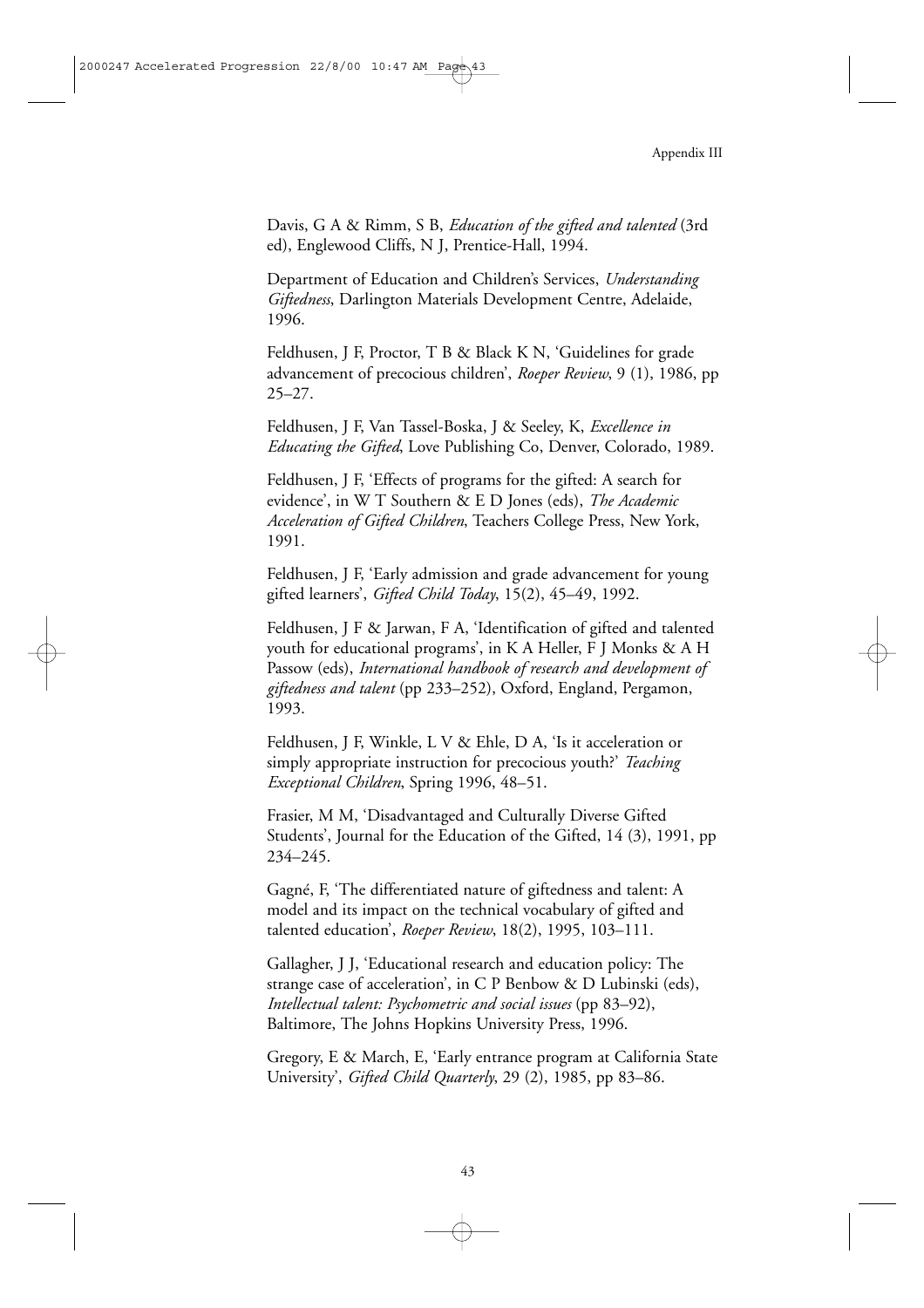Davis, G A & Rimm, S B, *Education of the gifted and talented* (3rd ed), Englewood Cliffs, N J, Prentice-Hall, 1994.

Department of Education and Children's Services, *Understanding Giftedness*, Darlington Materials Development Centre, Adelaide, 1996.

Feldhusen, J F, Proctor, T B & Black K N, 'Guidelines for grade advancement of precocious children', *Roeper Review*, 9 (1), 1986, pp 25–27.

Feldhusen, J F, Van Tassel-Boska, J & Seeley, K, *Excellence in Educating the Gifted*, Love Publishing Co, Denver, Colorado, 1989.

Feldhusen, J F, 'Effects of programs for the gifted: A search for evidence', in W T Southern & E D Jones (eds), *The Academic Acceleration of Gifted Children*, Teachers College Press, New York, 1991.

Feldhusen, J F, 'Early admission and grade advancement for young gifted learners', *Gifted Child Today*, 15(2), 45–49, 1992.

Feldhusen, J F & Jarwan, F A, 'Identification of gifted and talented youth for educational programs', in K A Heller, F J Monks & A H Passow (eds), *International handbook of research and development of giftedness and talent* (pp 233–252), Oxford, England, Pergamon, 1993.

Feldhusen, J F, Winkle, L V & Ehle, D A, 'Is it acceleration or simply appropriate instruction for precocious youth?' *Teaching Exceptional Children*, Spring 1996, 48–51.

Frasier, M M, 'Disadvantaged and Culturally Diverse Gifted Students', Journal for the Education of the Gifted, 14 (3), 1991, pp 234–245.

Gagné, F, 'The differentiated nature of giftedness and talent: A model and its impact on the technical vocabulary of gifted and talented education', *Roeper Review*, 18(2), 1995, 103–111.

Gallagher, J J, 'Educational research and education policy: The strange case of acceleration', in C P Benbow & D Lubinski (eds), *Intellectual talent: Psychometric and social issues* (pp 83–92), Baltimore, The Johns Hopkins University Press, 1996.

Gregory, E & March, E, 'Early entrance program at California State University', *Gifted Child Quarterly*, 29 (2), 1985, pp 83–86.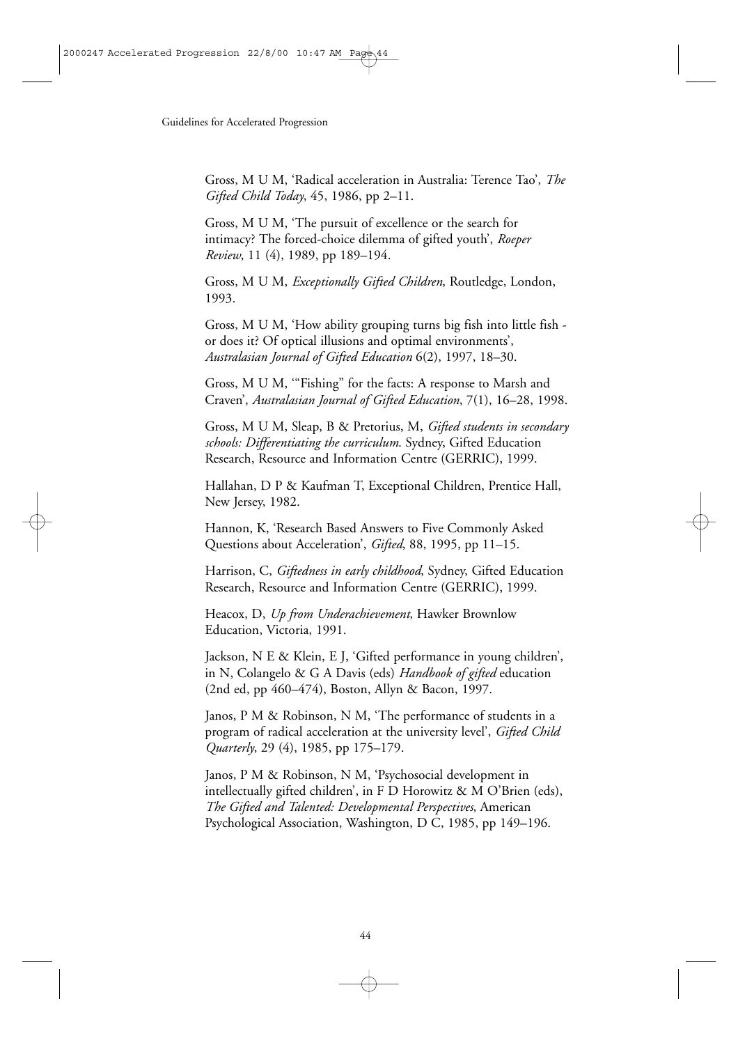Gross, M U M, 'Radical acceleration in Australia: Terence Tao', *The Gifted Child Today*, 45, 1986, pp 2–11.

Gross, M U M, 'The pursuit of excellence or the search for intimacy? The forced-choice dilemma of gifted youth', *Roeper Review*, 11 (4), 1989, pp 189–194.

Gross, M U M, *Exceptionally Gifted Children*, Routledge, London, 1993.

Gross, M U M, 'How ability grouping turns big fish into little fish - or does it? Of optical illusions and optimal environments', *Australasian Journal of Gifted Education* 6(2), 1997, 18–30.

Gross, M U M, '"Fishing" for the facts: A response to Marsh and Craven', *Australasian Journal of Gifted Education*, 7(1), 16–28, 1998.

Gross, M U M, Sleap, B & Pretorius, M, *Gifted students in secondary schools: Differentiating the curriculum*. Sydney, Gifted Education Research, Resource and Information Centre (GERRIC), 1999.

Hallahan, D P & Kaufman T, Exceptional Children, Prentice Hall, New Jersey, 1982.

Hannon, K, 'Research Based Answers to Five Commonly Asked Questions about Acceleration', *Gifted*, 88, 1995, pp 11–15.

Harrison, C, *Giftedness in early childhood*, Sydney, Gifted Education Research, Resource and Information Centre (GERRIC), 1999.

Heacox, D, *Up from Underachievement*, Hawker Brownlow Education, Victoria, 1991.

Jackson, N E & Klein, E J, 'Gifted performance in young children', in N, Colangelo & G A Davis (eds) *Handbook of gifted* education (2nd ed, pp 460–474), Boston, Allyn & Bacon, 1997.

Janos, P M & Robinson, N M, 'The performance of students in a program of radical acceleration at the university level', *Gifted Child Quarterly*, 29 (4), 1985, pp 175–179.

Janos, P M & Robinson, N M, 'Psychosocial development in intellectually gifted children', in F D Horowitz & M O'Brien (eds), *The Gifted and Talented: Developmental Perspectives*, American Psychological Association, Washington, D C, 1985, pp 149–196.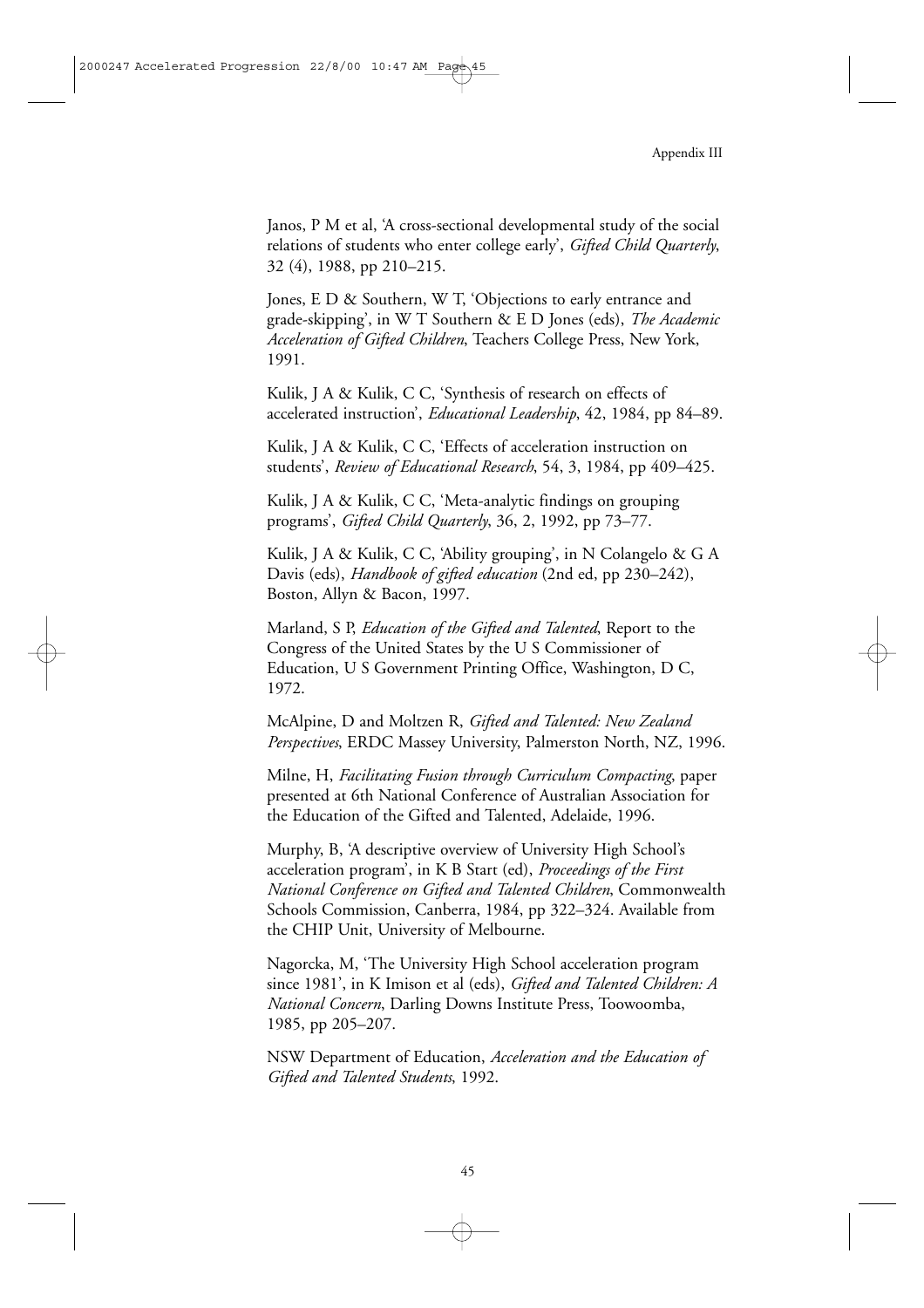Janos, P M et al, 'A cross-sectional developmental study of the social relations of students who enter college early', *Gifted Child Quarterly*, 32 (4), 1988, pp 210–215.

Jones, E D & Southern, W T, 'Objections to early entrance and grade-skipping', in W T Southern & E D Jones (eds), *The Academic Acceleration of Gifted Children*, Teachers College Press, New York, 1991.

Kulik, J A & Kulik, C C, 'Synthesis of research on effects of accelerated instruction', *Educational Leadership*, 42, 1984, pp 84–89.

Kulik, J A & Kulik, C C, 'Effects of acceleration instruction on students', *Review of Educational Research*, 54, 3, 1984, pp 409–425.

Kulik, J A & Kulik, C C, 'Meta-analytic findings on grouping programs', *Gifted Child Quarterly*, 36, 2, 1992, pp 73–77.

Kulik, J A & Kulik, C C, 'Ability grouping', in N Colangelo & G A Davis (eds), *Handbook of gifted education* (2nd ed, pp 230–242), Boston, Allyn & Bacon, 1997.

Marland, S P, *Education of the Gifted and Talented*, Report to the Congress of the United States by the U S Commissioner of Education, U S Government Printing Office, Washington, D C, 1972.

McAlpine, D and Moltzen R, *Gifted and Talented: New Zealand Perspectives*, ERDC Massey University, Palmerston North, NZ, 1996.

Milne, H, *Facilitating Fusion through Curriculum Compacting*, paper presented at 6th National Conference of Australian Association for the Education of the Gifted and Talented, Adelaide, 1996.

Murphy, B, 'A descriptive overview of University High School's acceleration program', in K B Start (ed), *Proceedings of the First National Conference on Gifted and Talented Children*, Commonwealth Schools Commission, Canberra, 1984, pp 322–324. Available from the CHIP Unit, University of Melbourne.

Nagorcka, M, 'The University High School acceleration program since 1981', in K Imison et al (eds), *Gifted and Talented Children: A National Concern*, Darling Downs Institute Press, Toowoomba, 1985, pp 205–207.

NSW Department of Education, *Acceleration and the Education of Gifted and Talented Students*, 1992.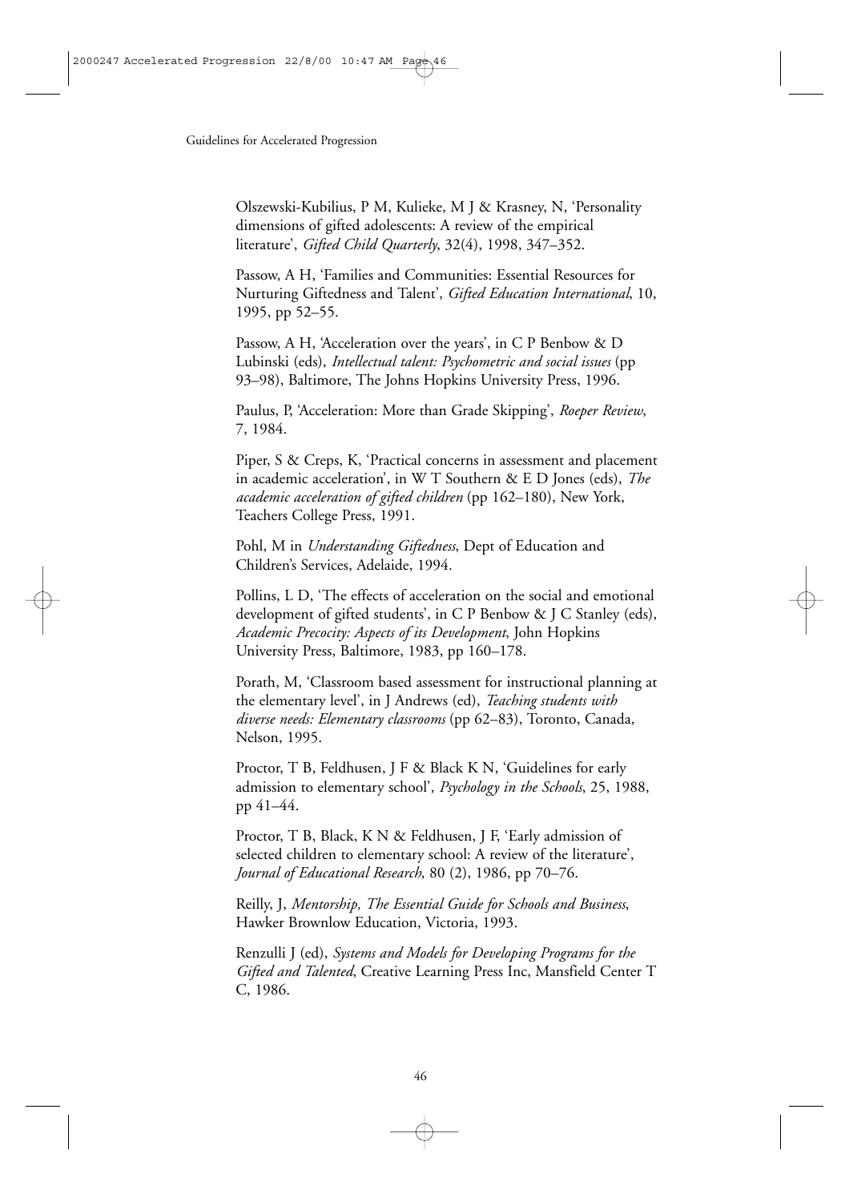Olszewski-Kubilius, P M, Kulieke, M J & Krasney, N, 'Personality dimensions of gifted adolescents: A review of the empirical literature', *Gifted Child Quarterly*, 32(4), 1998, 347–352.

Passow, A H, 'Families and Communities: Essential Resources for Nurturing Giftedness and Talent', *Gifted Education International*, 10, 1995, pp 52–55.

Passow, A H, 'Acceleration over the years', in C P Benbow & D Lubinski (eds), *Intellectual talent: Psychometric and social issues* (pp 93–98), Baltimore, The Johns Hopkins University Press, 1996.

Paulus, P, 'Acceleration: More than Grade Skipping', *Roeper Review*, 7, 1984.

Piper, S & Creps, K, 'Practical concerns in assessment and placement in academic acceleration', in W T Southern & E D Jones (eds), *The academic acceleration of gifted children* (pp 162–180), New York, Teachers College Press, 1991.

Pohl, M in *Understanding Giftedness*, Dept of Education and Children's Services, Adelaide, 1994.

Pollins, L D, 'The effects of acceleration on the social and emotional development of gifted students', in C P Benbow & J C Stanley (eds), *Academic Precocity: Aspects of its Development*, John Hopkins University Press, Baltimore, 1983, pp 160–178.

Porath, M, 'Classroom based assessment for instructional planning at the elementary level', in J Andrews (ed), *Teaching students with diverse needs: Elementary classrooms* (pp 62–83), Toronto, Canada, Nelson, 1995.

Proctor, T B, Feldhusen, J F & Black K N, 'Guidelines for early admission to elementary school', *Psychology in the Schools*, 25, 1988, pp 41–44.

Proctor, T B, Black, K N & Feldhusen, J F, 'Early admission of selected children to elementary school: A review of the literature', *Journal of Educational Research*, 80 (2), 1986, pp 70–76.

Reilly, J, *Mentorship, The Essential Guide for Schools and Business*, Hawker Brownlow Education, Victoria, 1993.

Renzulli J (ed), *Systems and Models for Developing Programs for the Gifted and Talented*, Creative Learning Press Inc, Mansfield Center T C, 1986.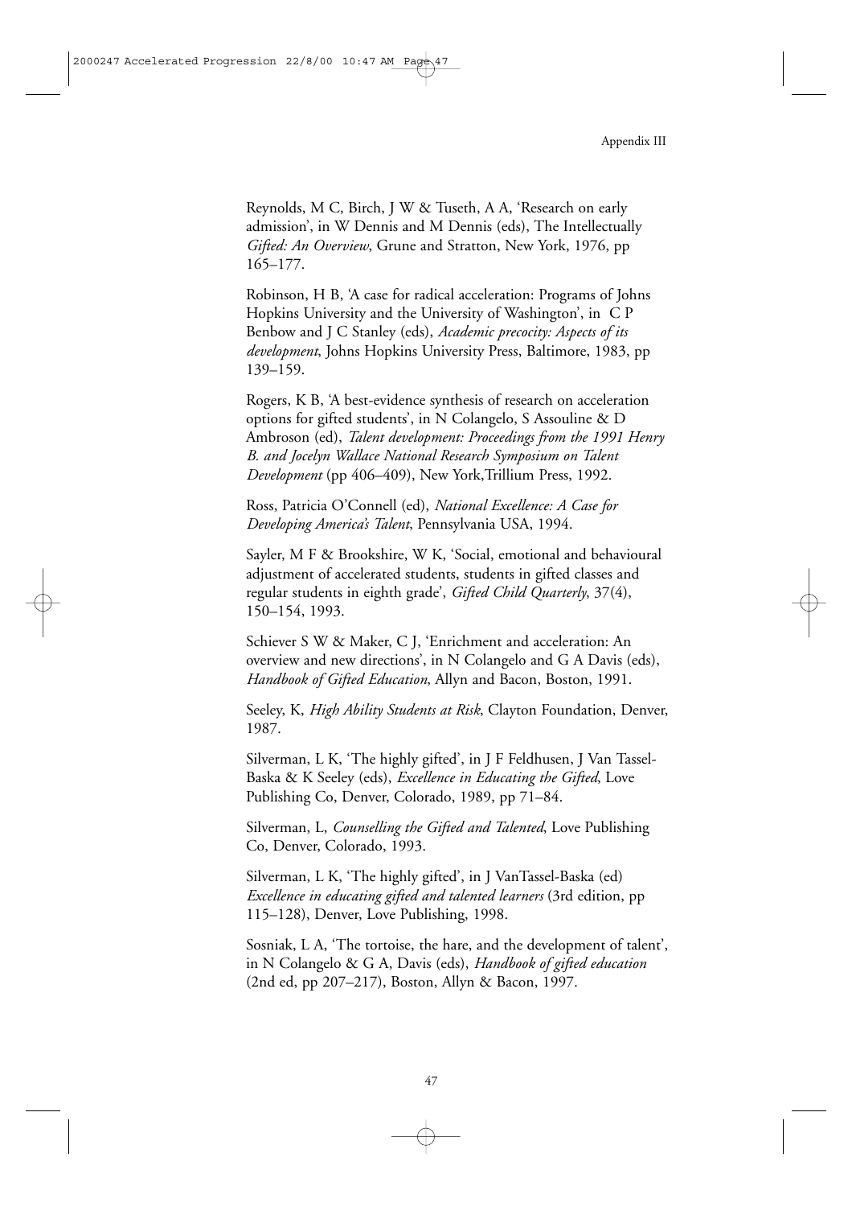Reynolds, M C, Birch, J W & Tuseth, A A, 'Research on early admission', in W Dennis and M Dennis (eds), The Intellectually *Gifted: An Overview*, Grune and Stratton, New York, 1976, pp 165–177.

Robinson, H B, 'A case for radical acceleration: Programs of Johns Hopkins University and the University of Washington', in C P Benbow and J C Stanley (eds), *Academic precocity: Aspects of its development*, Johns Hopkins University Press, Baltimore, 1983, pp 139–159.

Rogers, K B, 'A best-evidence synthesis of research on acceleration options for gifted students', in N Colangelo, S Assouline & D Ambroson (ed), *Talent development: Proceedings from the 1991 Henry B. and Jocelyn Wallace National Research Symposium on Talent Development* (pp 406–409), New York,Trillium Press, 1992.

Ross, Patricia O'Connell (ed), *National Excellence: A Case for Developing America's Talent*, Pennsylvania USA, 1994.

Sayler, M F & Brookshire, W K, 'Social, emotional and behavioural adjustment of accelerated students, students in gifted classes and regular students in eighth grade', *Gifted Child Quarterly*, 37(4), 150–154, 1993.

Schiever S W & Maker, C J, 'Enrichment and acceleration: An overview and new directions', in N Colangelo and G A Davis (eds), *Handbook of Gifted Education*, Allyn and Bacon, Boston, 1991.

Seeley, K, *High Ability Students at Risk*, Clayton Foundation, Denver, 1987.

Silverman, L K, 'The highly gifted', in J F Feldhusen, J Van Tassel-Baska & K Seeley (eds), *Excellence in Educating the Gifted*, Love Publishing Co, Denver, Colorado, 1989, pp 71–84.

Silverman, L, *Counselling the Gifted and Talented*, Love Publishing Co, Denver, Colorado, 1993.

Silverman, L K, 'The highly gifted', in J VanTassel-Baska (ed) *Excellence in educating gifted and talented learners* (3rd edition, pp 115–128), Denver, Love Publishing, 1998.

Sosniak, L A, 'The tortoise, the hare, and the development of talent', in N Colangelo & G A, Davis (eds), *Handbook of gifted education* (2nd ed, pp 207–217), Boston, Allyn & Bacon, 1997.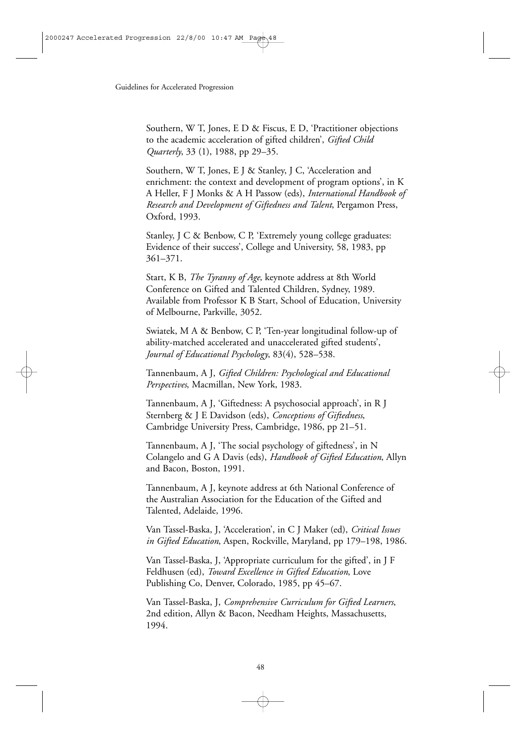Southern, W T, Jones, E D & Fiscus, E D, 'Practitioner objections to the academic acceleration of gifted children', *Gifted Child Quarterly*, 33 (1), 1988, pp 29–35.

Southern, W T, Jones, E J & Stanley, J C, 'Acceleration and enrichment: the context and development of program options', in K A Heller, F J Monks & A H Passow (eds), *International Handbook of Research and Development of Giftedness and Talent*, Pergamon Press, Oxford, 1993.

Stanley, J C & Benbow, C P, 'Extremely young college graduates: Evidence of their success', College and University, 58, 1983, pp 361–371.

Start, K B, *The Tyranny of Age*, keynote address at 8th World Conference on Gifted and Talented Children, Sydney, 1989. Available from Professor K B Start, School of Education, University of Melbourne, Parkville, 3052.

Swiatek, M A & Benbow, C P, 'Ten-year longitudinal follow-up of ability-matched accelerated and unaccelerated gifted students', *Journal of Educational Psychology*, 83(4), 528–538.

Tannenbaum, A J, *Gifted Children: Psychological and Educational Perspectives*, Macmillan, New York, 1983.

Tannenbaum, A J, 'Giftedness: A psychosocial approach', in R J Sternberg & J E Davidson (eds), *Conceptions of Giftedness*, Cambridge University Press, Cambridge, 1986, pp 21–51.

Tannenbaum, A J, 'The social psychology of giftedness', in N Colangelo and G A Davis (eds), *Handbook of Gifted Education*, Allyn and Bacon, Boston, 1991.

Tannenbaum, A J, keynote address at 6th National Conference of the Australian Association for the Education of the Gifted and Talented, Adelaide, 1996.

Van Tassel-Baska, J, 'Acceleration', in C J Maker (ed), *Critical Issues in Gifted Education*, Aspen, Rockville, Maryland, pp 179–198, 1986.

Van Tassel-Baska, J, 'Appropriate curriculum for the gifted', in J F Feldhusen (ed), *Toward Excellence in Gifted Education*, Love Publishing Co, Denver, Colorado, 1985, pp 45–67.

Van Tassel-Baska, J, *Comprehensive Curriculum for Gifted Learners*, 2nd edition, Allyn & Bacon, Needham Heights, Massachusetts, 1994.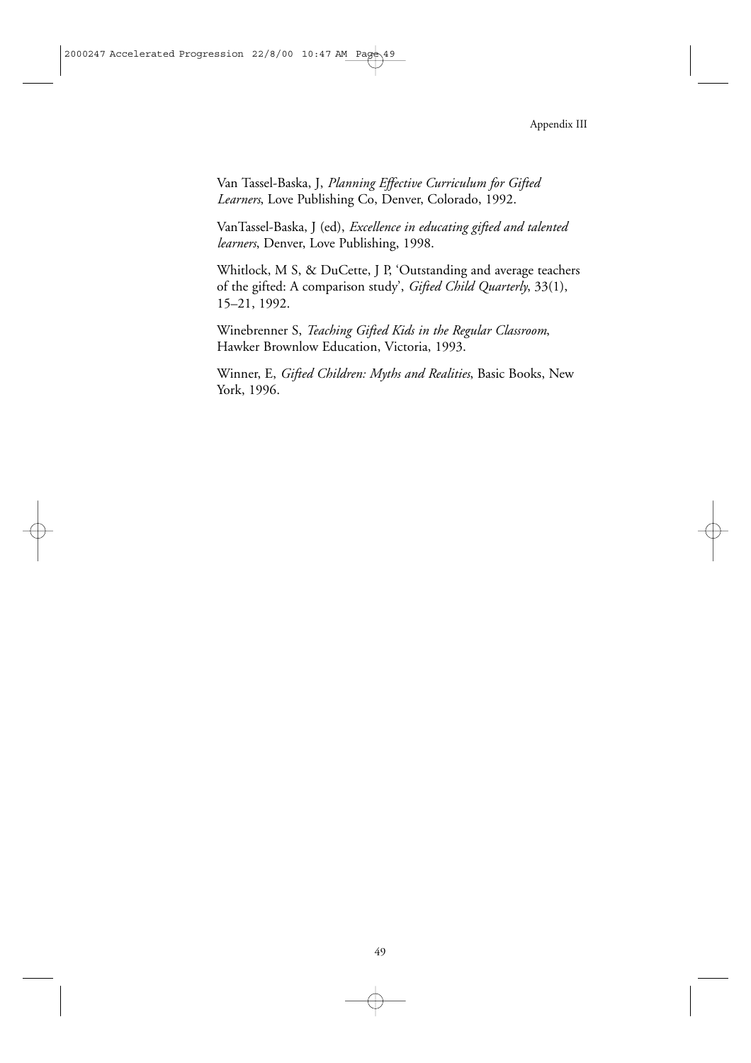Van Tassel-Baska, J, *Planning Effective Curriculum for Gifted Learners*, Love Publishing Co, Denver, Colorado, 1992.

VanTassel-Baska, J (ed), *Excellence in educating gifted and talented learners*, Denver, Love Publishing, 1998.

Whitlock, M S, & DuCette, J P, 'Outstanding and average teachers of the gifted: A comparison study', *Gifted Child Quarterly*, 33(1), 15–21, 1992.

Winebrenner S, *Teaching Gifted Kids in the Regular Classroom*, Hawker Brownlow Education, Victoria, 1993.

Winner, E, *Gifted Children: Myths and Realities*, Basic Books, New York, 1996.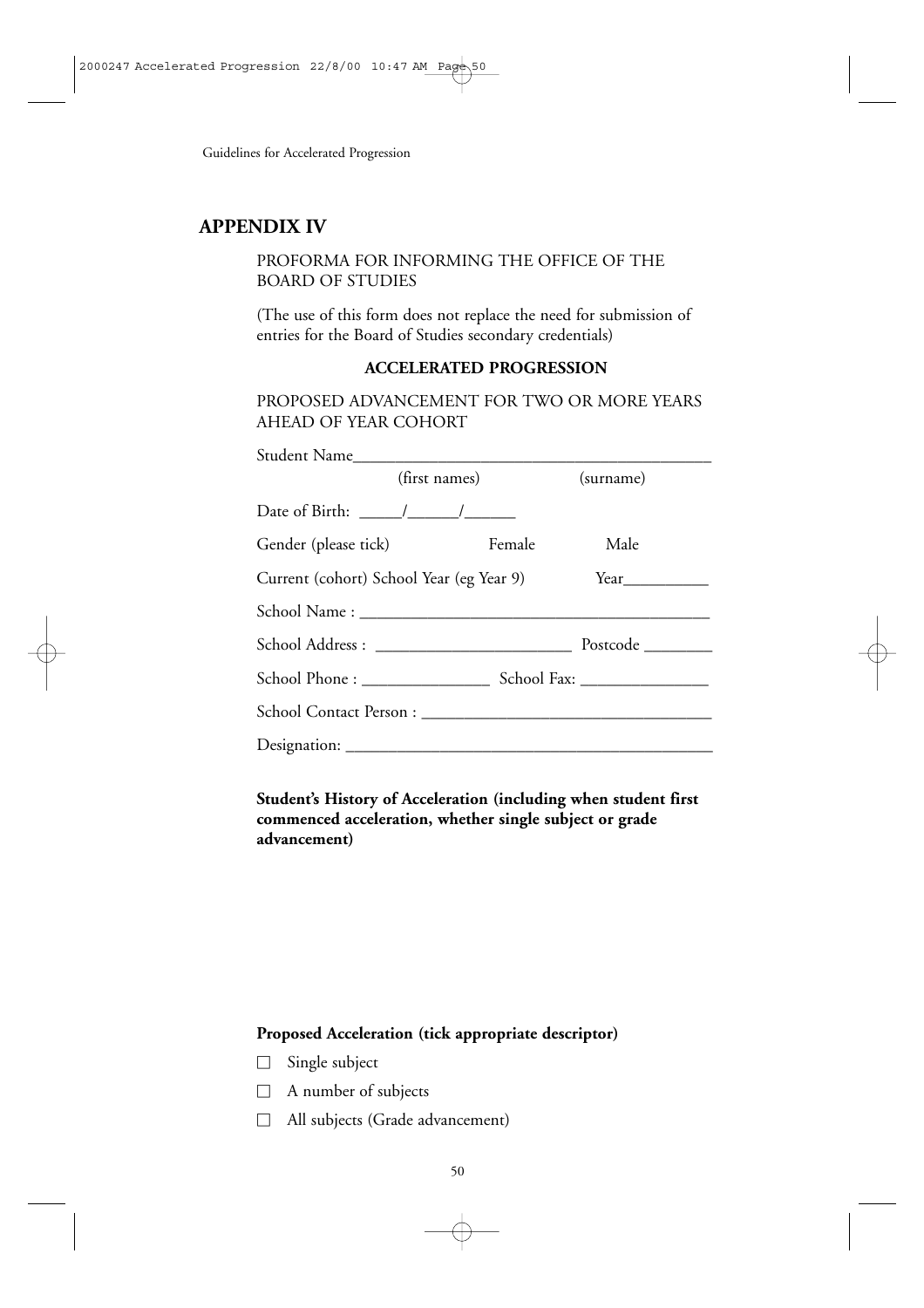## APPENDIX IV

PROFORMA FOR INFORMING THE OFFICE OF THE BOARD OF STUDIES

(The use of this form does not replace the need for submission of entries for the Board of Studies secondary credentials)

**ACCELERATED PROGRESSION**

PROPOSED ADVANCEMENT FOR TWO OR MORE YEARS AHEAD OF YEAR COHORT

Student Name_____________________________________________
(first names) (surname)

Date of Birth: _____/______/______

Gender (please tick) Female Male

Current (cohort) School Year (eg Year 9) Year__________

School Name : ________________________________________

School Address : _______________________ Postcode ________

School Phone : _______________ School Fax: _______________

School Contact Person : _________________________________

Designation: ___________________________________________

**Student's History of Acceleration (including when student first commenced acceleration, whether single subject or grade advancement)**

**Proposed Acceleration (tick appropriate descriptor)**

- ☐ Single subject
- ☐ A number of subjects
- ☐ All subjects (Grade advancement)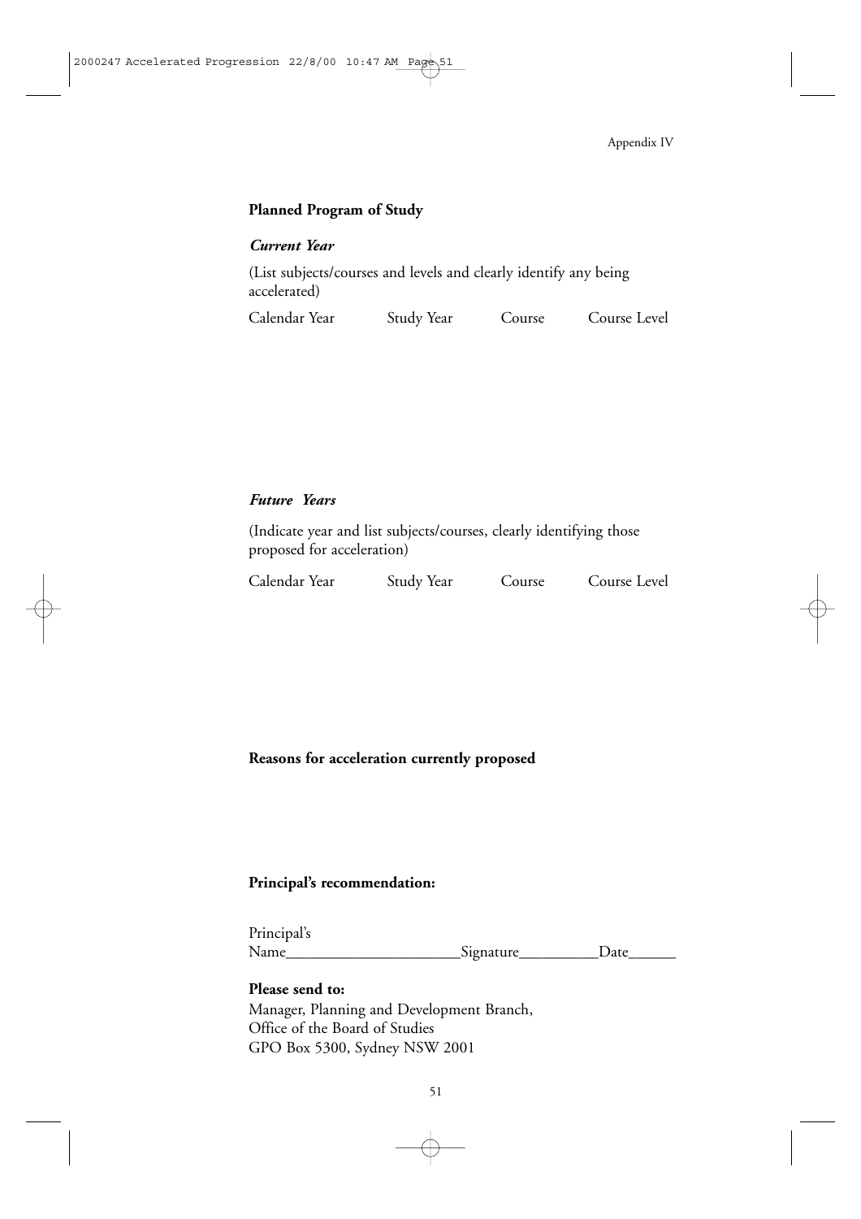Appendix IV

**Planned Program of Study**

***Current Year***

(List subjects/courses and levels and clearly identify any being accelerated)

| Calendar Year | Study Year | Course | Course Level |
|---|---|---|---|

***Future Years***

(Indicate year and list subjects/courses, clearly identifying those proposed for acceleration)

| Calendar Year | Study Year | Course | Course Level |
|---|---|---|---|

**Reasons for acceleration currently proposed**

**Principal's recommendation:**

Principal's
Name______________________Signature__________Date______

**Please send to:**
Manager, Planning and Development Branch,
Office of the Board of Studies
GPO Box 5300, Sydney NSW 2001